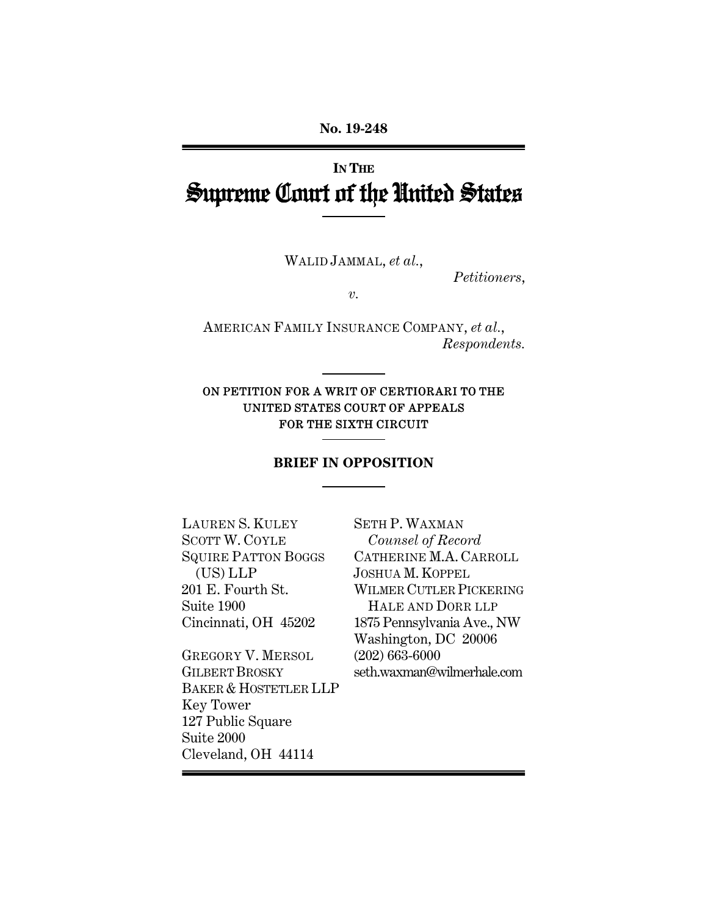**No. 19-248**

IN THE

# Supreme Court of the United States

WALID JAMMAL, *et al.*,

*Petitioners*,

*v.*

AMERICAN FAMILY INSURANCE COMPANY, *et al.*,

*Respondents.*

ON PETITION FOR A WRIT OF CERTIORARI TO THE UNITED STATES COURT OF APPEALS FOR THE SIXTH CIRCUIT

## BRIEF IN OPPOSITION

LAUREN S. KULEY
SCOTT W. COYLE
SQUIRE PATTON BOGGS (US) LLP
201 E. Fourth St.
Suite 1900
Cincinnati, OH 45202

GREGORY V. MERSOL
GILBERT BROSKY
BAKER & HOSTETLER LLP
Key Tower
127 Public Square
Suite 2000
Cleveland, OH 44114

SETH P. WAXMAN
*Counsel of Record*
CATHERINE M.A. CARROLL
JOSHUA M. KOPPEL
WILMER CUTLER PICKERING HALE AND DORR LLP
1875 Pennsylvania Ave., NW
Washington, DC 20006
(202) 663-6000
seth.waxman@wilmerhale.com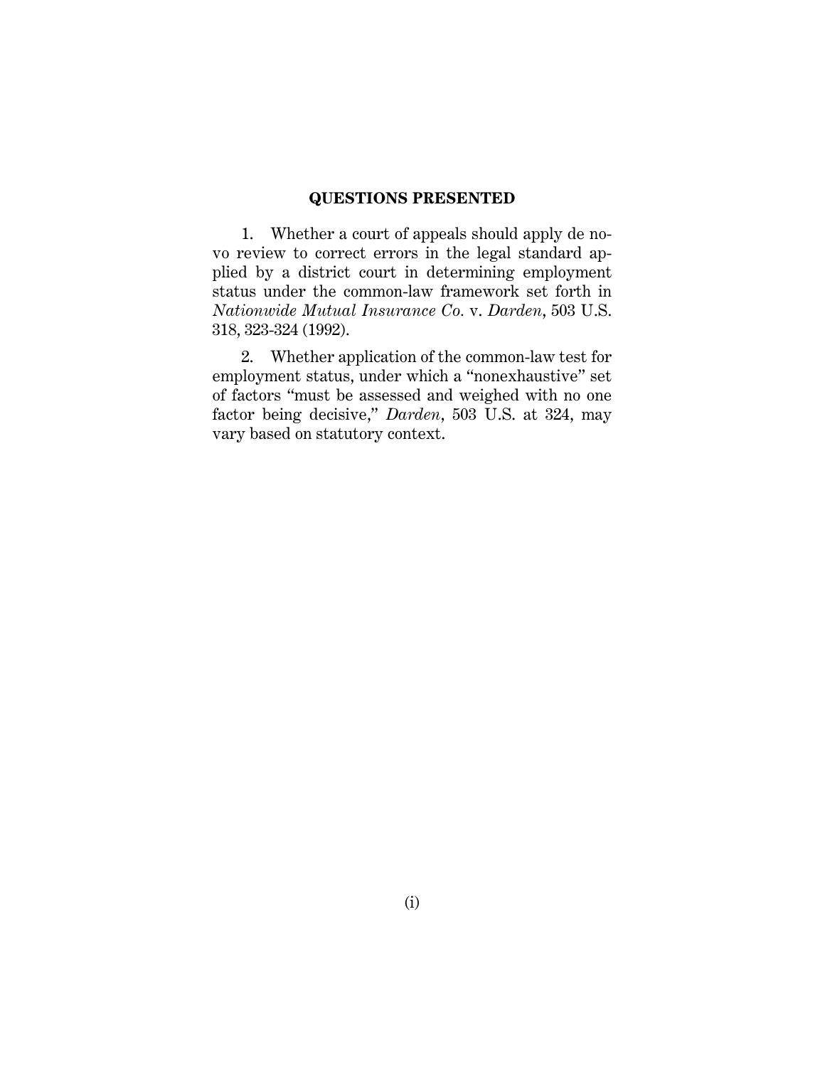## QUESTIONS PRESENTED

1. Whether a court of appeals should apply de novo review to correct errors in the legal standard applied by a district court in determining employment status under the common-law framework set forth in *Nationwide Mutual Insurance Co.* v. *Darden*, 503 U.S. 318, 323-324 (1992).

2. Whether application of the common-law test for employment status, under which a "nonexhaustive" set of factors "must be assessed and weighed with no one factor being decisive," *Darden*, 503 U.S. at 324, may vary based on statutory context.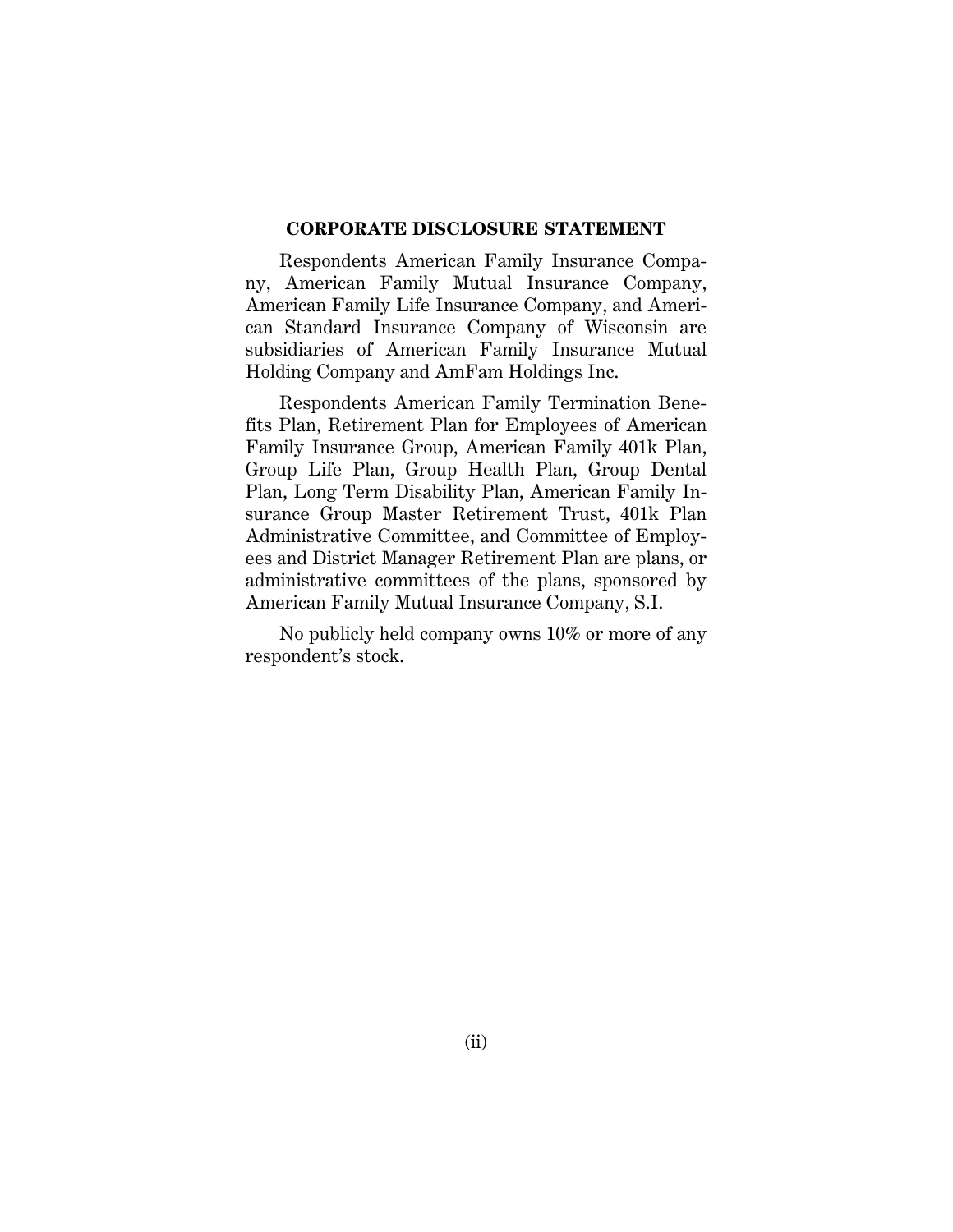## CORPORATE DISCLOSURE STATEMENT

Respondents American Family Insurance Company, American Family Mutual Insurance Company, American Family Life Insurance Company, and American Standard Insurance Company of Wisconsin are subsidiaries of American Family Insurance Mutual Holding Company and AmFam Holdings Inc.

Respondents American Family Termination Benefits Plan, Retirement Plan for Employees of American Family Insurance Group, American Family 401k Plan, Group Life Plan, Group Health Plan, Group Dental Plan, Long Term Disability Plan, American Family Insurance Group Master Retirement Trust, 401k Plan Administrative Committee, and Committee of Employees and District Manager Retirement Plan are plans, or administrative committees of the plans, sponsored by American Family Mutual Insurance Company, S.I.

No publicly held company owns 10% or more of any respondent's stock.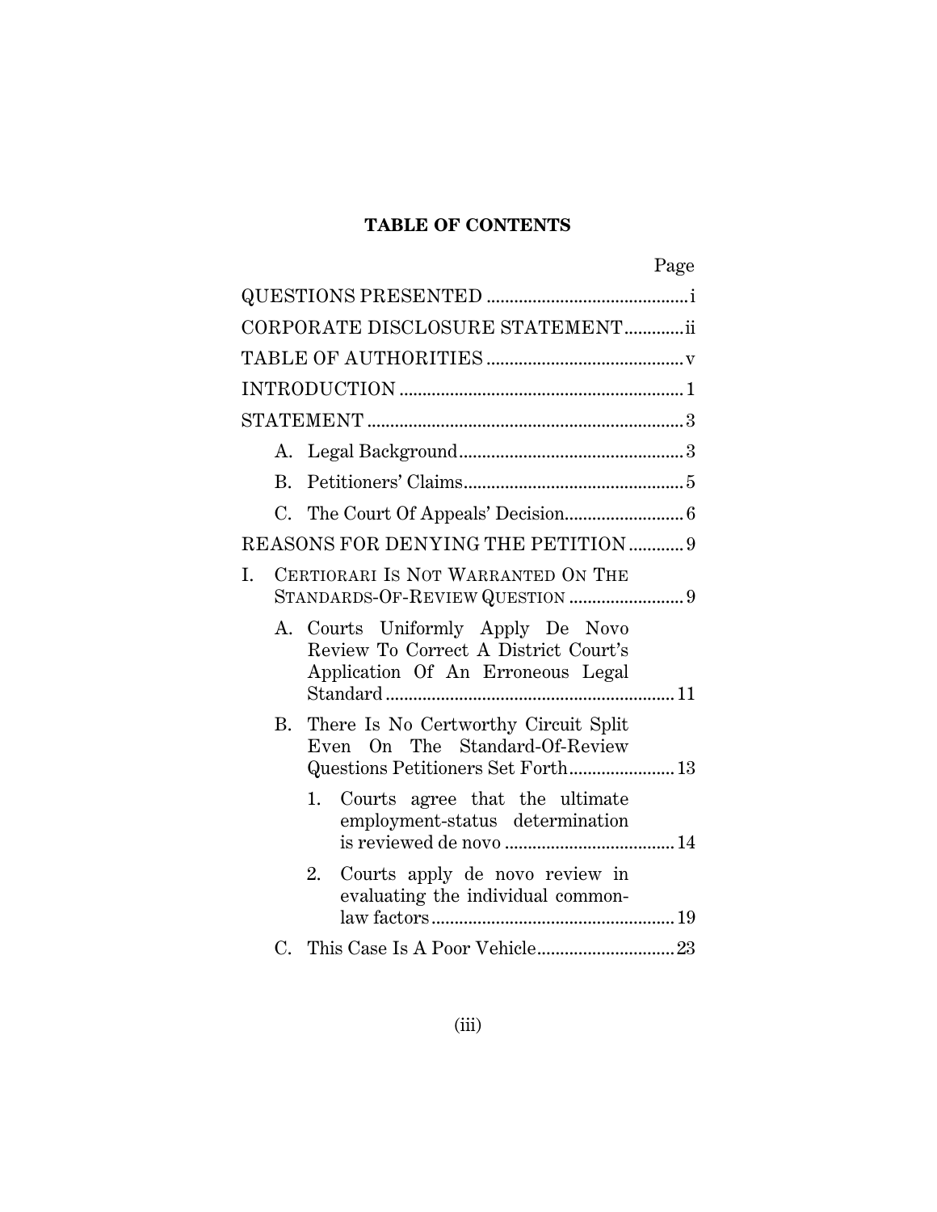**TABLE OF CONTENTS**

| | Page |
|---|---|
| QUESTIONS PRESENTED | i |
| CORPORATE DISCLOSURE STATEMENT | ii |
| TABLE OF AUTHORITIES | v |
| INTRODUCTION | 1 |
| STATEMENT | 3 |
| A. Legal Background | 3 |
| B. Petitioners' Claims | 5 |
| C. The Court Of Appeals' Decision | 6 |
| REASONS FOR DENYING THE PETITION | 9 |
| I. CERTIORARI IS NOT WARRANTED ON THE STANDARDS-OF-REVIEW QUESTION | 9 |
| A. Courts Uniformly Apply De Novo Review To Correct A District Court's Application Of An Erroneous Legal Standard | 11 |
| B. There Is No Certworthy Circuit Split Even On The Standard-Of-Review Questions Petitioners Set Forth | 13 |
| 1. Courts agree that the ultimate employment-status determination is reviewed de novo | 14 |
| 2. Courts apply de novo review in evaluating the individual common-law factors | 19 |
| C. This Case Is A Poor Vehicle | 23 |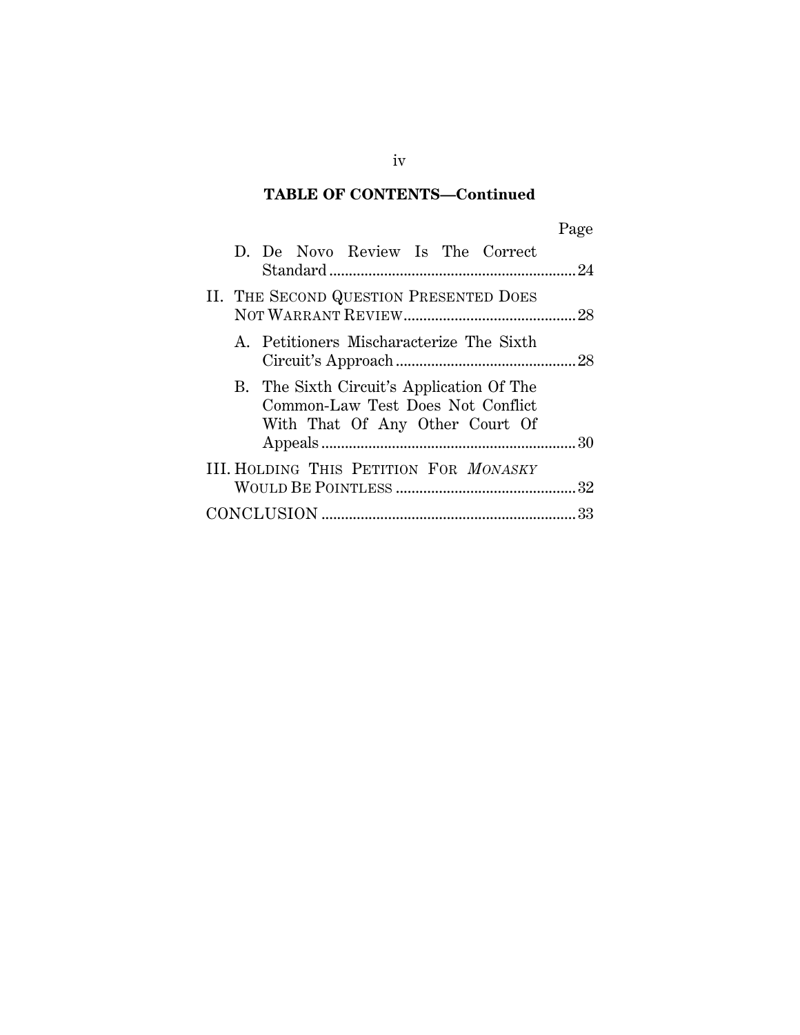**TABLE OF CONTENTS—Continued**

| | Page |
|---|---|
| D. De Novo Review Is The Correct Standard | 24 |
| II. THE SECOND QUESTION PRESENTED DOES NOT WARRANT REVIEW | 28 |
| A. Petitioners Mischaracterize The Sixth Circuit's Approach | 28 |
| B. The Sixth Circuit's Application Of The Common-Law Test Does Not Conflict With That Of Any Other Court Of Appeals | 30 |
| III. HOLDING THIS PETITION FOR *MONASKY* WOULD BE POINTLESS | 32 |
| CONCLUSION | 33 |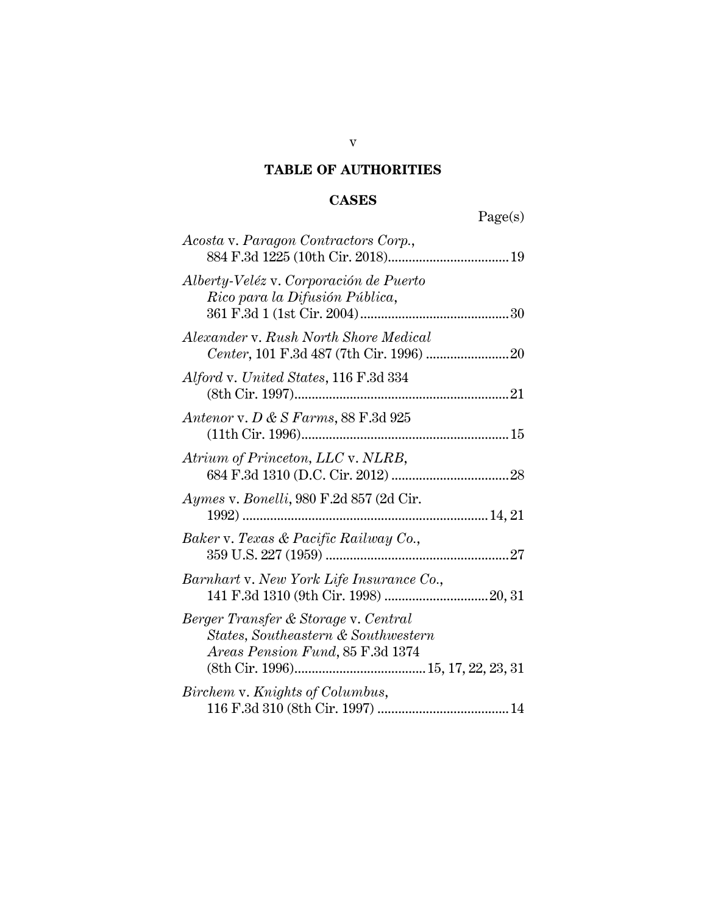# TABLE OF AUTHORITIES

## CASES

Page(s)

*Acosta* v. *Paragon Contractors Corp.*, 884 F.3d 1225 (10th Cir. 2018)....................................19

*Alberty-Veléz* v. *Corporación de Puerto Rico para la Difusión Pública*, 361 F.3d 1 (1st Cir. 2004)...........................................30

*Alexander* v. *Rush North Shore Medical Center*, 101 F.3d 487 (7th Cir. 1996) ........................20

*Alford* v. *United States*, 116 F.3d 334 (8th Cir. 1997)..............................................................21

*Antenor* v. *D & S Farms*, 88 F.3d 925 (11th Cir. 1996)...........................................................15

*Atrium of Princeton, LLC* v. *NLRB*, 684 F.3d 1310 (D.C. Cir. 2012) ..................................28

*Aymes* v. *Bonelli*, 980 F.2d 857 (2d Cir. 1992) .......................................................................14, 21

*Baker* v. *Texas & Pacific Railway Co.*, 359 U.S. 227 (1959) .....................................................27

*Barnhart* v. *New York Life Insurance Co.*, 141 F.3d 1310 (9th Cir. 1998) ..............................20, 31

*Berger Transfer & Storage* v. *Central States, Southeastern & Southwestern Areas Pension Fund*, 85 F.3d 1374 (8th Cir. 1996)......................................15, 17, 22, 23, 31

*Birchem* v. *Knights of Columbus*, 116 F.3d 310 (8th Cir. 1997) ......................................14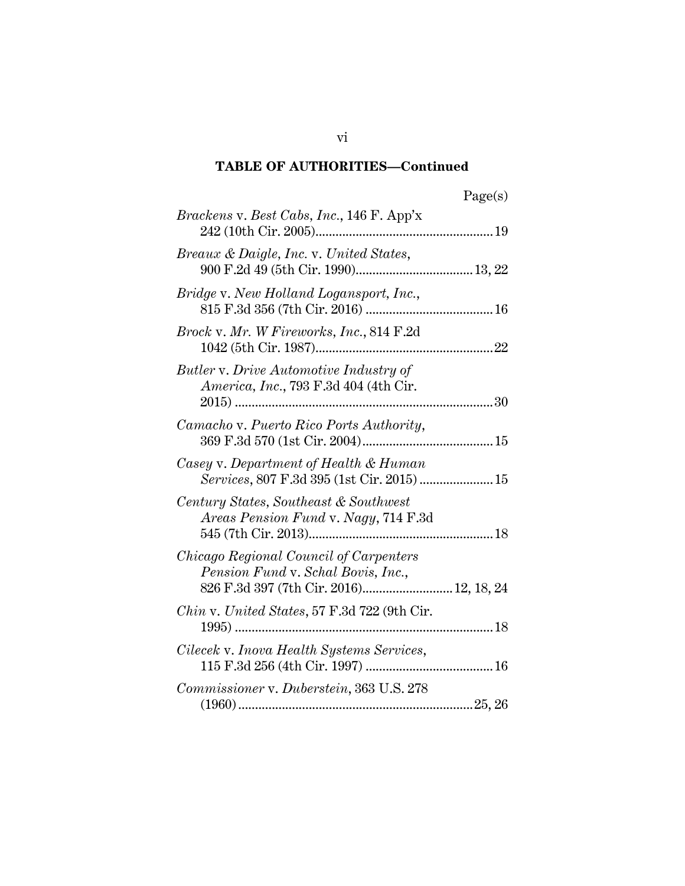**TABLE OF AUTHORITIES—Continued**

Page(s)

*Brackens* v. *Best Cabs, Inc.*, 146 F. App'x 242 (10th Cir. 2005) .......... 19

*Breaux & Daigle, Inc.* v. *United States*, 900 F.2d 49 (5th Cir. 1990) .......... 13, 22

*Bridge* v. *New Holland Logansport, Inc.*, 815 F.3d 356 (7th Cir. 2016) .......... 16

*Brock* v. *Mr. W Fireworks, Inc.*, 814 F.2d 1042 (5th Cir. 1987) .......... 22

*Butler* v. *Drive Automotive Industry of America, Inc.*, 793 F.3d 404 (4th Cir. 2015) .......... 30

*Camacho* v. *Puerto Rico Ports Authority*, 369 F.3d 570 (1st Cir. 2004) .......... 15

*Casey* v. *Department of Health & Human Services*, 807 F.3d 395 (1st Cir. 2015) .......... 15

*Century States, Southeast & Southwest Areas Pension Fund* v. *Nagy*, 714 F.3d 545 (7th Cir. 2013) .......... 18

*Chicago Regional Council of Carpenters Pension Fund* v. *Schal Bovis, Inc.*, 826 F.3d 397 (7th Cir. 2016) .......... 12, 18, 24

*Chin* v. *United States*, 57 F.3d 722 (9th Cir. 1995) .......... 18

*Cilecek* v. *Inova Health Systems Services*, 115 F.3d 256 (4th Cir. 1997) .......... 16

*Commissioner* v. *Duberstein*, 363 U.S. 278 (1960) .......... 25, 26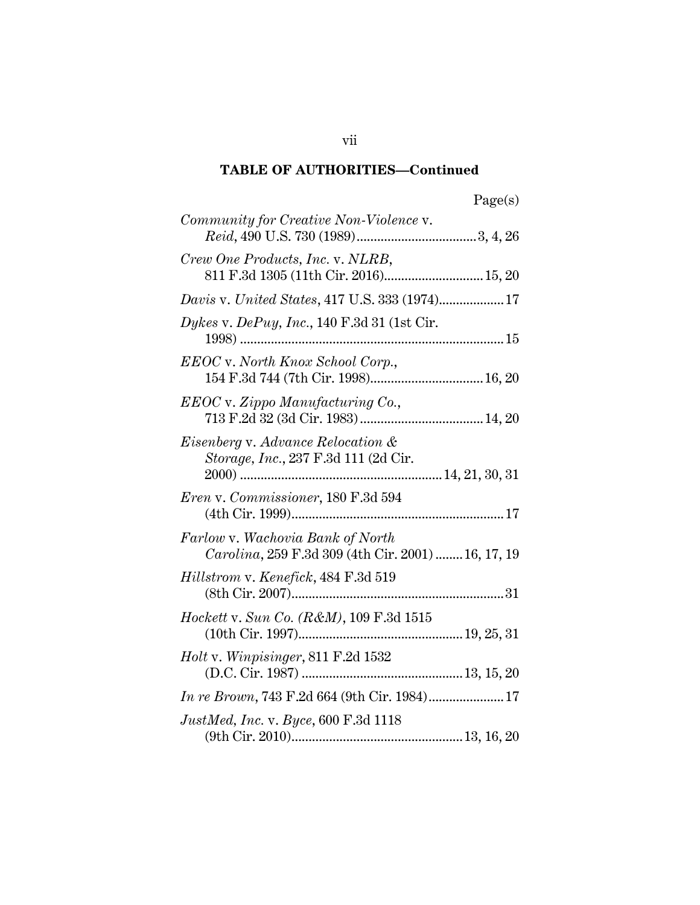**TABLE OF AUTHORITIES—Continued**

| | Page(s) |
|---|---|
| *Community for Creative Non-Violence* v. *Reid*, 490 U.S. 730 (1989) | 3, 4, 26 |
| *Crew One Products, Inc.* v. *NLRB*, 811 F.3d 1305 (11th Cir. 2016) | 15, 20 |
| *Davis* v. *United States*, 417 U.S. 333 (1974) | 17 |
| *Dykes* v. *DePuy, Inc.*, 140 F.3d 31 (1st Cir. 1998) | 15 |
| *EEOC* v. *North Knox School Corp.*, 154 F.3d 744 (7th Cir. 1998) | 16, 20 |
| *EEOC* v. *Zippo Manufacturing Co.*, 713 F.2d 32 (3d Cir. 1983) | 14, 20 |
| *Eisenberg* v. *Advance Relocation & Storage, Inc.*, 237 F.3d 111 (2d Cir. 2000) | 14, 21, 30, 31 |
| *Eren* v. *Commissioner*, 180 F.3d 594 (4th Cir. 1999) | 17 |
| *Farlow* v. *Wachovia Bank of North Carolina*, 259 F.3d 309 (4th Cir. 2001) | 16, 17, 19 |
| *Hillstrom* v. *Kenefick*, 484 F.3d 519 (8th Cir. 2007) | 31 |
| *Hockett* v. *Sun Co. (R&M)*, 109 F.3d 1515 (10th Cir. 1997) | 19, 25, 31 |
| *Holt* v. *Winpisinger*, 811 F.2d 1532 (D.C. Cir. 1987) | 13, 15, 20 |
| *In re Brown*, 743 F.2d 664 (9th Cir. 1984) | 17 |
| *JustMed, Inc.* v. *Byce*, 600 F.3d 1118 (9th Cir. 2010) | 13, 16, 20 |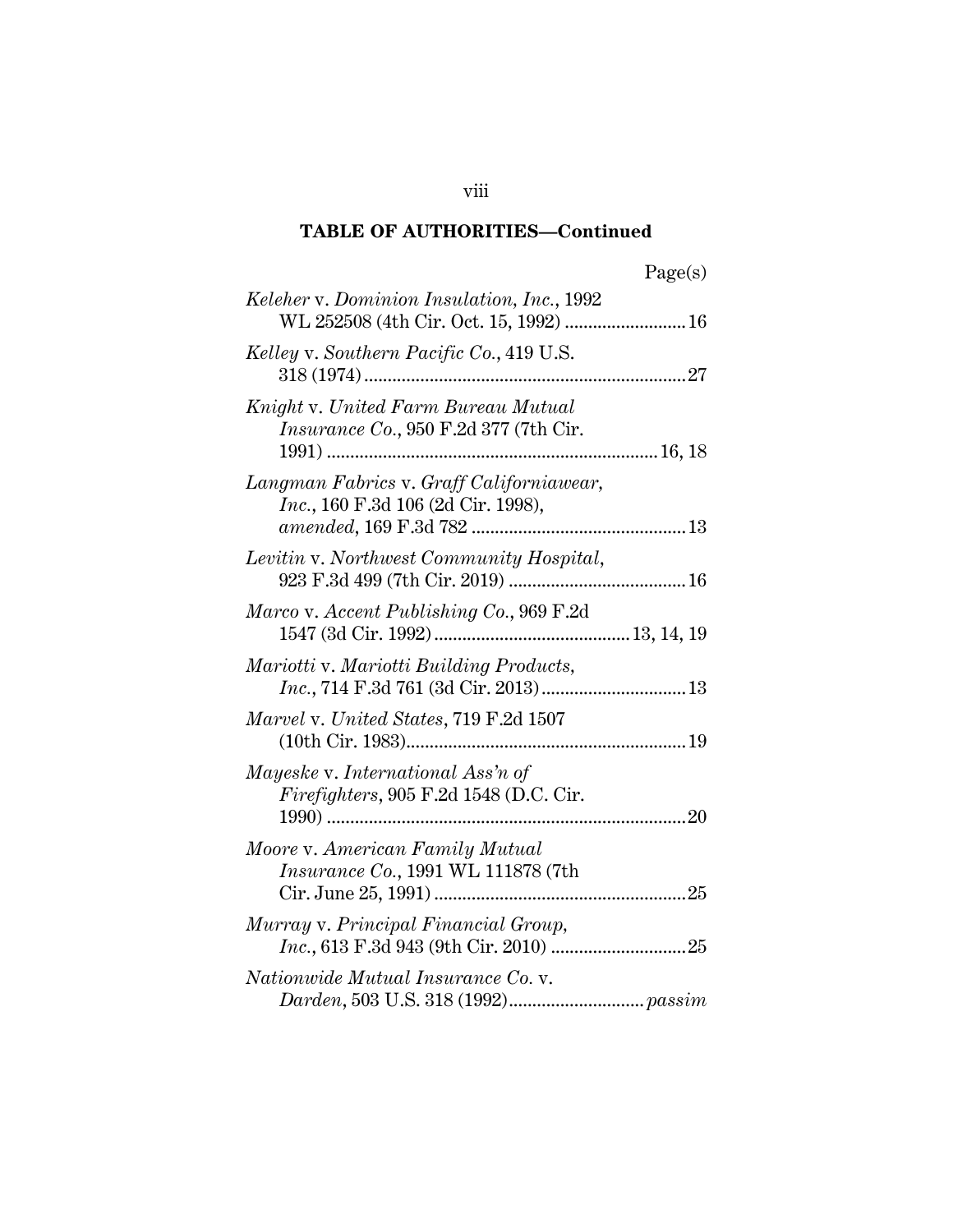**TABLE OF AUTHORITIES—Continued**

Page(s)

*Keleher* v. *Dominion Insulation, Inc.*, 1992 WL 252508 (4th Cir. Oct. 15, 1992) .......................... 16

*Kelley* v. *Southern Pacific Co.*, 419 U.S. 318 (1974) .................................................................... 27

*Knight* v. *United Farm Bureau Mutual Insurance Co.*, 950 F.2d 377 (7th Cir. 1991) ..................................................................... 16, 18

*Langman Fabrics* v. *Graff Californiawear, Inc.*, 160 F.3d 106 (2d Cir. 1998), *amended*, 169 F.3d 782 ............................................. 13

*Levitin* v. *Northwest Community Hospital*, 923 F.3d 499 (7th Cir. 2019) ...................................... 16

*Marco* v. *Accent Publishing Co.*, 969 F.2d 1547 (3d Cir. 1992) .......................................... 13, 14, 19

*Mariotti* v. *Mariotti Building Products, Inc.*, 714 F.3d 761 (3d Cir. 2013) ............................... 13

*Marvel* v. *United States*, 719 F.2d 1507 (10th Cir. 1983)............................................................ 19

*Mayeske* v. *International Ass'n of Firefighters*, 905 F.2d 1548 (D.C. Cir. 1990) ........................................................................... 20

*Moore* v. *American Family Mutual Insurance Co.*, 1991 WL 111878 (7th Cir. June 25, 1991) ...................................................... 25

*Murray* v. *Principal Financial Group, Inc.*, 613 F.3d 943 (9th Cir. 2010) ............................. 25

*Nationwide Mutual Insurance Co.* v. *Darden*, 503 U.S. 318 (1992)............................. *passim*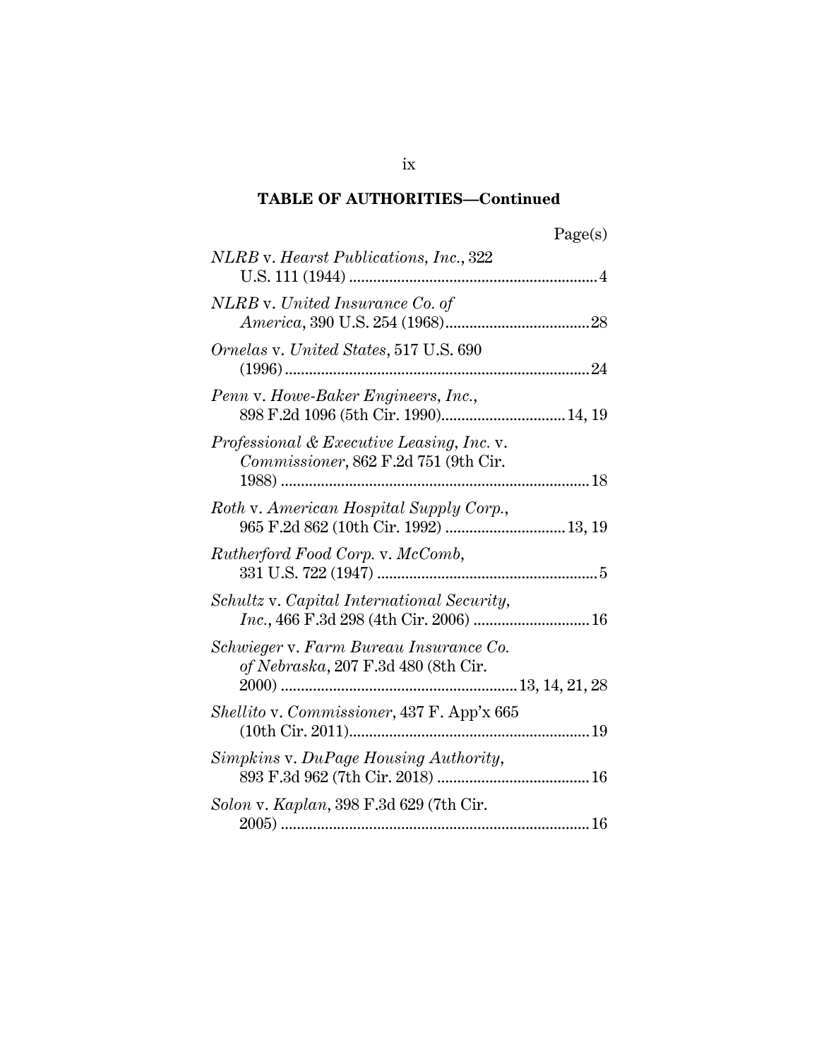## TABLE OF AUTHORITIES—Continued

Page(s)

*NLRB* v. *Hearst Publications, Inc.*, 322 U.S. 111 (1944) .......... 4

*NLRB* v. *United Insurance Co. of America*, 390 U.S. 254 (1968) .......... 28

*Ornelas* v. *United States*, 517 U.S. 690 (1996) .......... 24

*Penn* v. *Howe-Baker Engineers, Inc.*, 898 F.2d 1096 (5th Cir. 1990) .......... 14, 19

*Professional & Executive Leasing, Inc.* v. *Commissioner*, 862 F.2d 751 (9th Cir. 1988) .......... 18

*Roth* v. *American Hospital Supply Corp.*, 965 F.2d 862 (10th Cir. 1992) .......... 13, 19

*Rutherford Food Corp.* v. *McComb*, 331 U.S. 722 (1947) .......... 5

*Schultz* v. *Capital International Security, Inc.*, 466 F.3d 298 (4th Cir. 2006) .......... 16

*Schwieger* v. *Farm Bureau Insurance Co. of Nebraska*, 207 F.3d 480 (8th Cir. 2000) .......... 13, 14, 21, 28

*Shellito* v. *Commissioner*, 437 F. App'x 665 (10th Cir. 2011) .......... 19

*Simpkins* v. *DuPage Housing Authority*, 893 F.3d 962 (7th Cir. 2018) .......... 16

*Solon* v. *Kaplan*, 398 F.3d 629 (7th Cir. 2005) .......... 16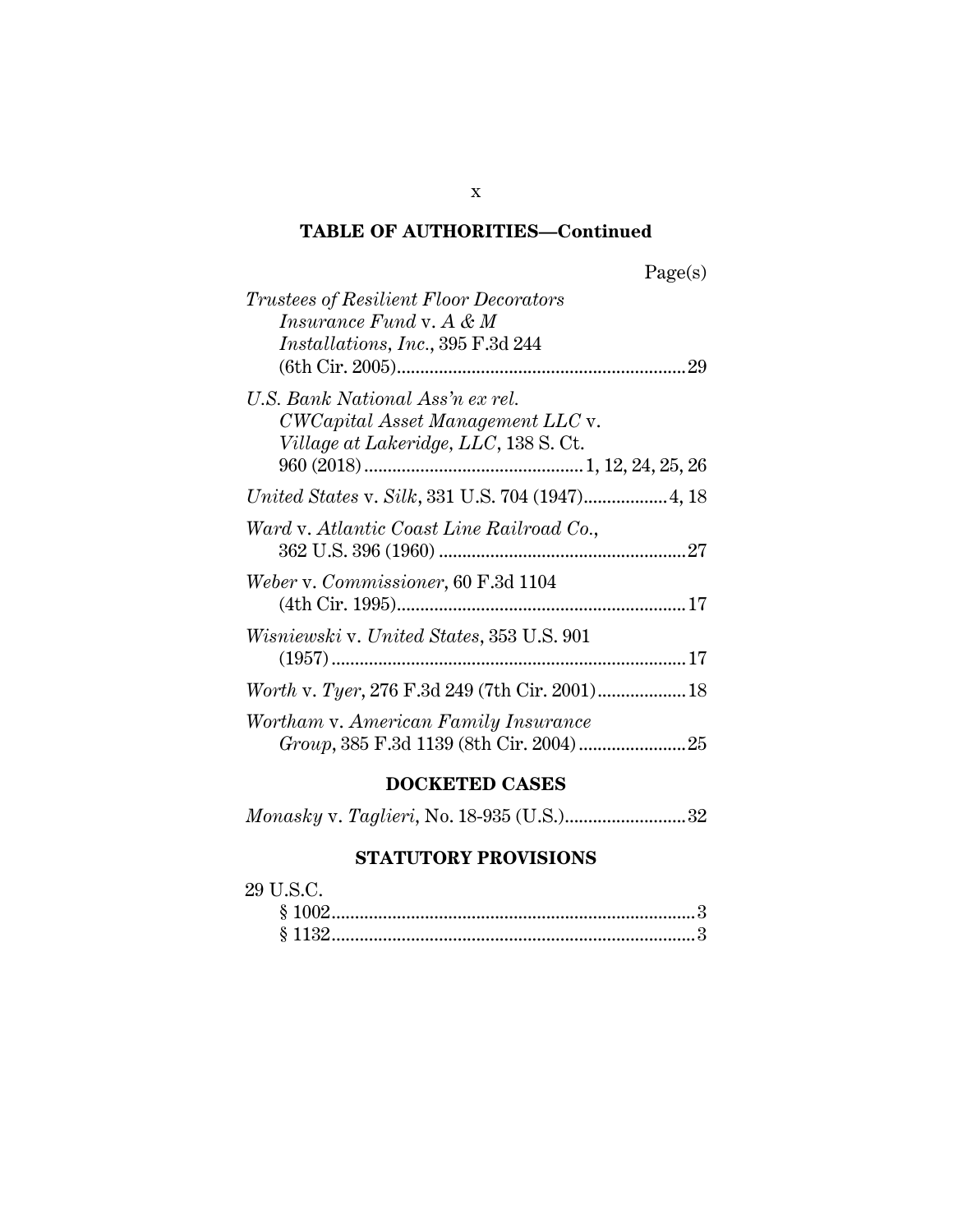## TABLE OF AUTHORITIES—Continued

Page(s)

*Trustees of Resilient Floor Decorators Insurance Fund* v. *A & M Installations, Inc.*, 395 F.3d 244 (6th Cir. 2005)....................29

*U.S. Bank National Ass'n ex rel. CWCapital Asset Management LLC* v. *Village at Lakeridge, LLC*, 138 S. Ct. 960 (2018)....................1, 12, 24, 25, 26

*United States* v. *Silk*, 331 U.S. 704 (1947)....................4, 18

*Ward* v. *Atlantic Coast Line Railroad Co.*, 362 U.S. 396 (1960)....................27

*Weber* v. *Commissioner*, 60 F.3d 1104 (4th Cir. 1995)....................17

*Wisniewski* v. *United States*, 353 U.S. 901 (1957)....................17

*Worth* v. *Tyer*, 276 F.3d 249 (7th Cir. 2001)....................18

*Wortham* v. *American Family Insurance Group*, 385 F.3d 1139 (8th Cir. 2004)....................25

### DOCKETED CASES

*Monasky* v. *Taglieri*, No. 18-935 (U.S.)....................32

### STATUTORY PROVISIONS

29 U.S.C.
- § 1002....................3
- § 1132....................3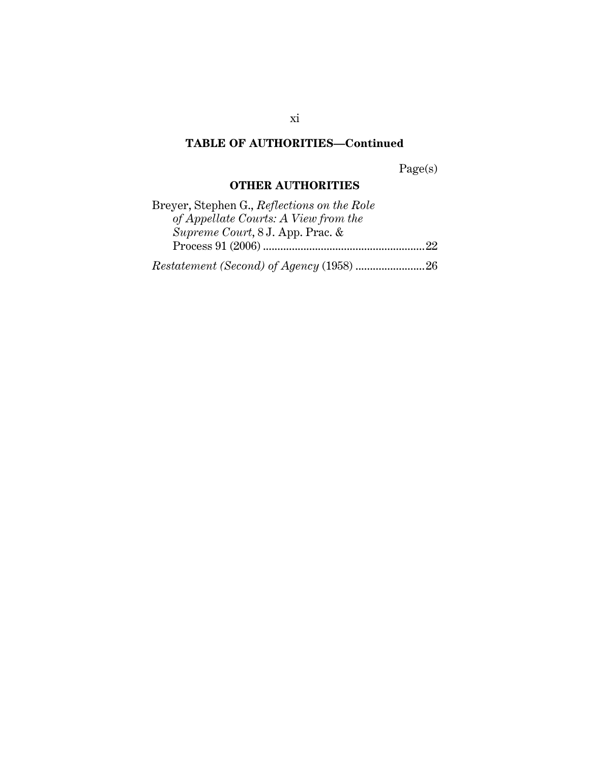## TABLE OF AUTHORITIES—Continued

Page(s)

### OTHER AUTHORITIES

Breyer, Stephen G., *Reflections on the Role of Appellate Courts: A View from the Supreme Court*, 8 J. App. Prac. & Process 91 (2006) ........................................................ 22

*Restatement (Second) of Agency* (1958) ........................ 26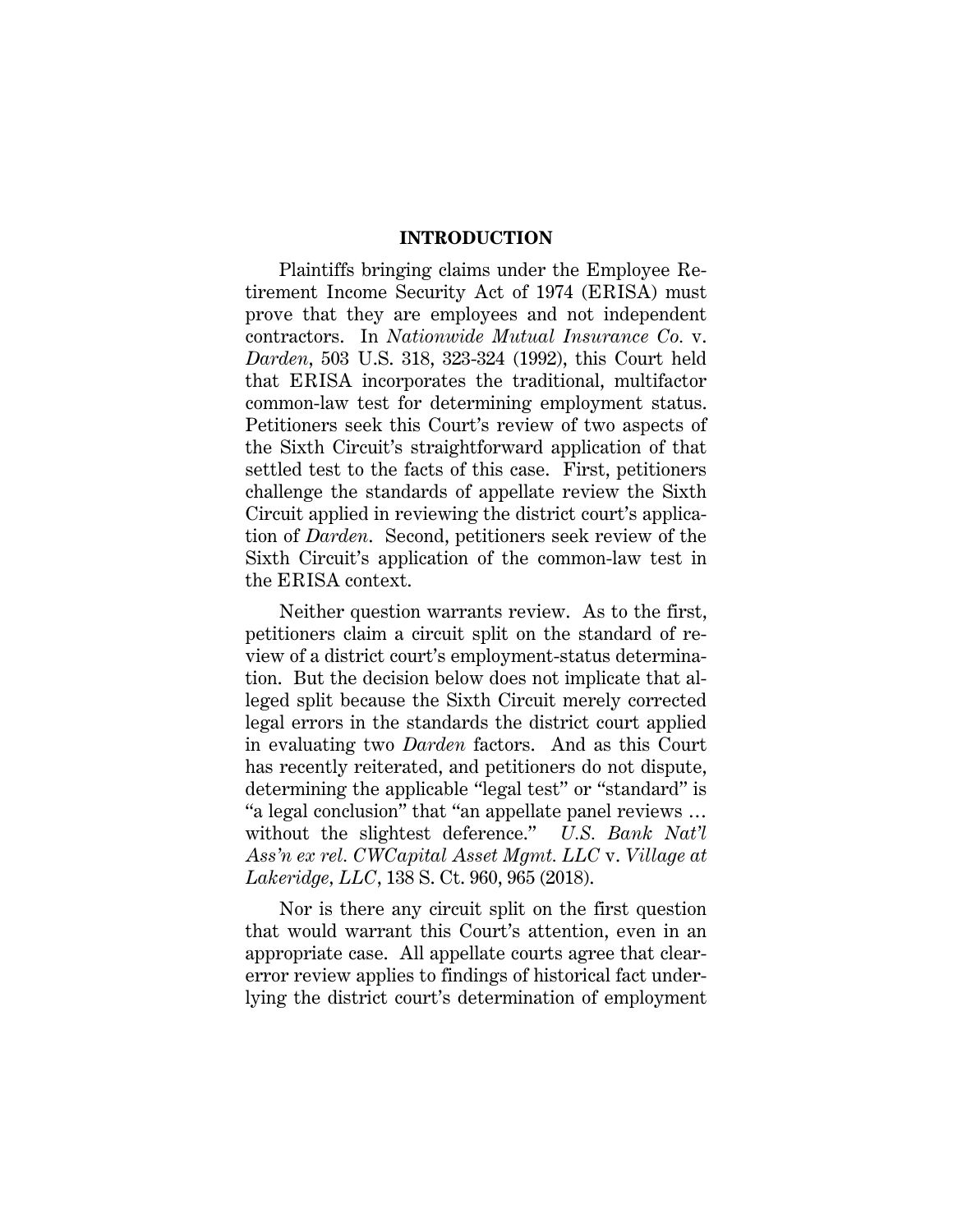## INTRODUCTION

Plaintiffs bringing claims under the Employee Retirement Income Security Act of 1974 (ERISA) must prove that they are employees and not independent contractors. In *Nationwide Mutual Insurance Co.* v. *Darden*, 503 U.S. 318, 323-324 (1992), this Court held that ERISA incorporates the traditional, multifactor common-law test for determining employment status. Petitioners seek this Court's review of two aspects of the Sixth Circuit's straightforward application of that settled test to the facts of this case. First, petitioners challenge the standards of appellate review the Sixth Circuit applied in reviewing the district court's application of *Darden*. Second, petitioners seek review of the Sixth Circuit's application of the common-law test in the ERISA context.

Neither question warrants review. As to the first, petitioners claim a circuit split on the standard of review of a district court's employment-status determination. But the decision below does not implicate that alleged split because the Sixth Circuit merely corrected legal errors in the standards the district court applied in evaluating two *Darden* factors. And as this Court has recently reiterated, and petitioners do not dispute, determining the applicable "legal test" or "standard" is "a legal conclusion" that "an appellate panel reviews … without the slightest deference." *U.S. Bank Nat'l Ass'n ex rel. CWCapital Asset Mgmt. LLC* v. *Village at Lakeridge, LLC*, 138 S. Ct. 960, 965 (2018).

Nor is there any circuit split on the first question that would warrant this Court's attention, even in an appropriate case. All appellate courts agree that clear-error review applies to findings of historical fact underlying the district court's determination of employment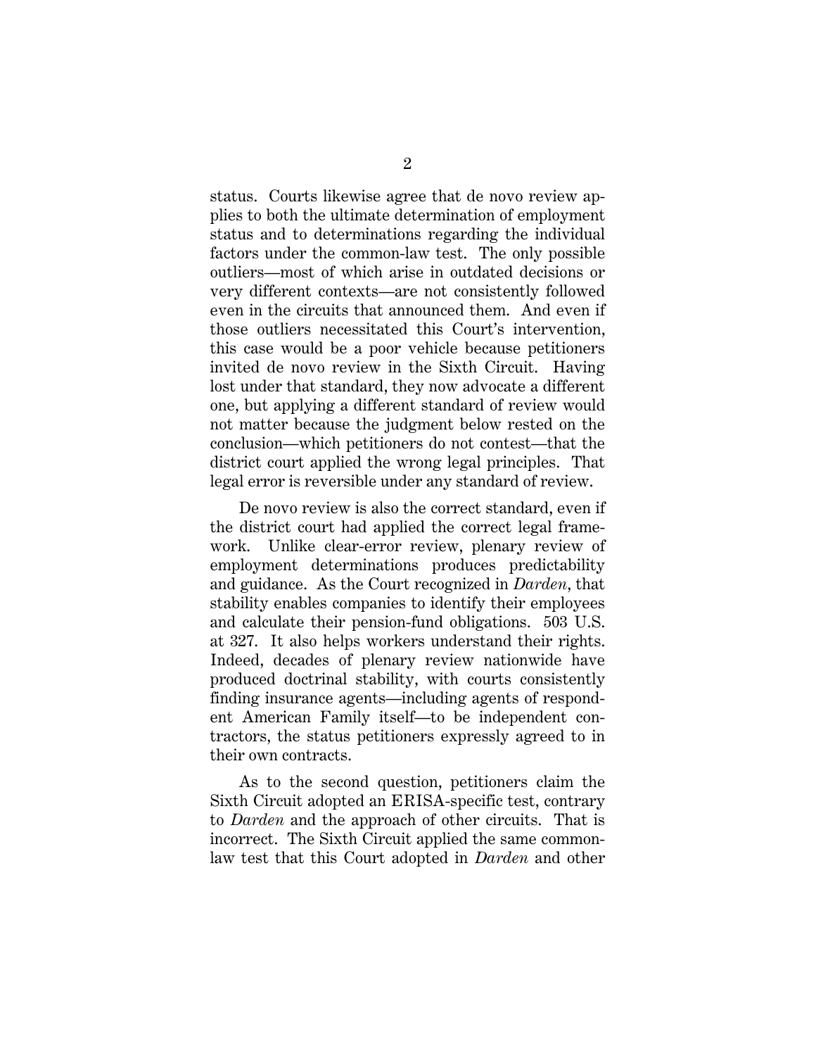status. Courts likewise agree that de novo review applies to both the ultimate determination of employment status and to determinations regarding the individual factors under the common-law test. The only possible outliers—most of which arise in outdated decisions or very different contexts—are not consistently followed even in the circuits that announced them. And even if those outliers necessitated this Court's intervention, this case would be a poor vehicle because petitioners invited de novo review in the Sixth Circuit. Having lost under that standard, they now advocate a different one, but applying a different standard of review would not matter because the judgment below rested on the conclusion—which petitioners do not contest—that the district court applied the wrong legal principles. That legal error is reversible under any standard of review.

De novo review is also the correct standard, even if the district court had applied the correct legal framework. Unlike clear-error review, plenary review of employment determinations produces predictability and guidance. As the Court recognized in *Darden*, that stability enables companies to identify their employees and calculate their pension-fund obligations. 503 U.S. at 327. It also helps workers understand their rights. Indeed, decades of plenary review nationwide have produced doctrinal stability, with courts consistently finding insurance agents—including agents of respondent American Family itself—to be independent contractors, the status petitioners expressly agreed to in their own contracts.

As to the second question, petitioners claim the Sixth Circuit adopted an ERISA-specific test, contrary to *Darden* and the approach of other circuits. That is incorrect. The Sixth Circuit applied the same common-law test that this Court adopted in *Darden* and other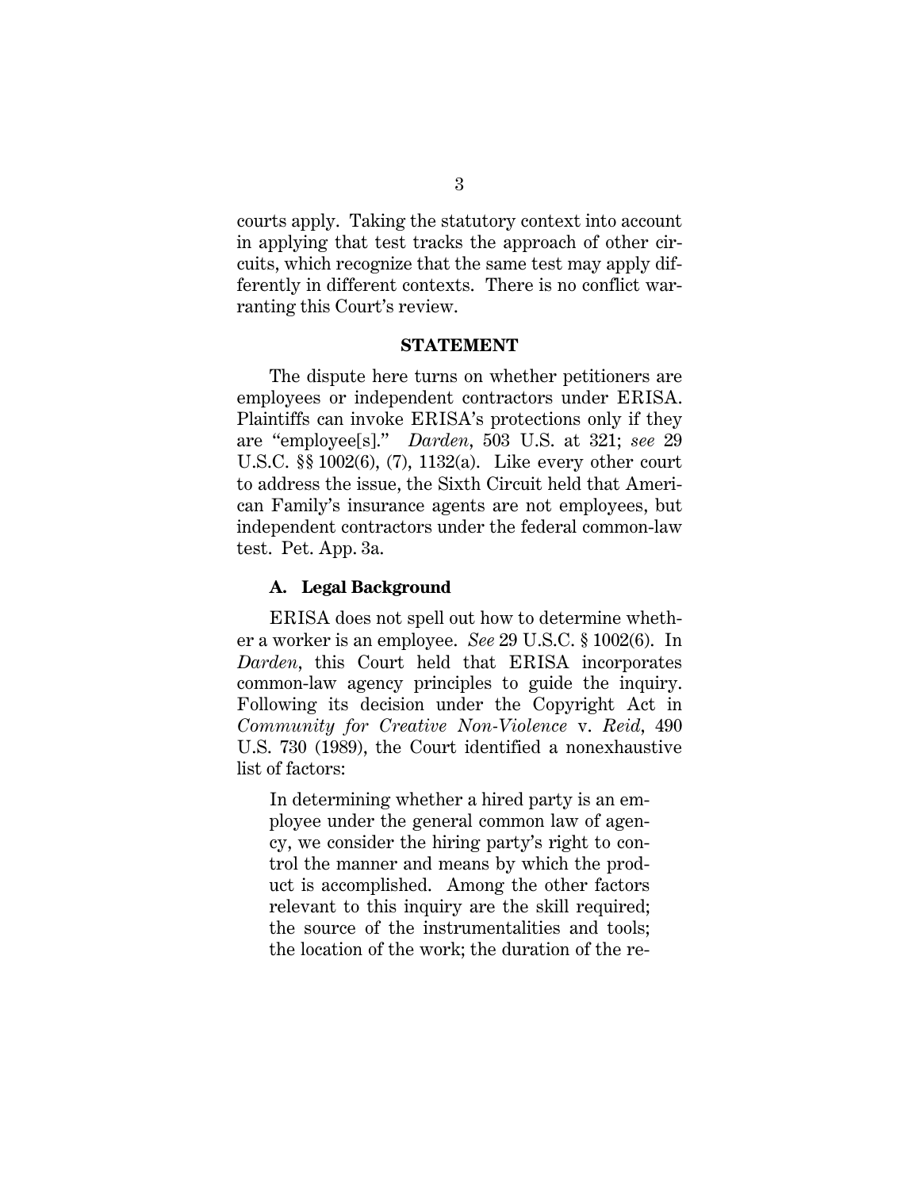courts apply. Taking the statutory context into account in applying that test tracks the approach of other circuits, which recognize that the same test may apply differently in different contexts. There is no conflict warranting this Court's review.

## STATEMENT

The dispute here turns on whether petitioners are employees or independent contractors under ERISA. Plaintiffs can invoke ERISA's protections only if they are "employee[s]." *Darden*, 503 U.S. at 321; *see* 29 U.S.C. §§ 1002(6), (7), 1132(a). Like every other court to address the issue, the Sixth Circuit held that American Family's insurance agents are not employees, but independent contractors under the federal common-law test. Pet. App. 3a.

### A. Legal Background

ERISA does not spell out how to determine whether a worker is an employee. *See* 29 U.S.C. § 1002(6). In *Darden*, this Court held that ERISA incorporates common-law agency principles to guide the inquiry. Following its decision under the Copyright Act in *Community for Creative Non-Violence* v. *Reid*, 490 U.S. 730 (1989), the Court identified a nonexhaustive list of factors:

> In determining whether a hired party is an employee under the general common law of agency, we consider the hiring party's right to control the manner and means by which the product is accomplished. Among the other factors relevant to this inquiry are the skill required; the source of the instrumentalities and tools; the location of the work; the duration of the re-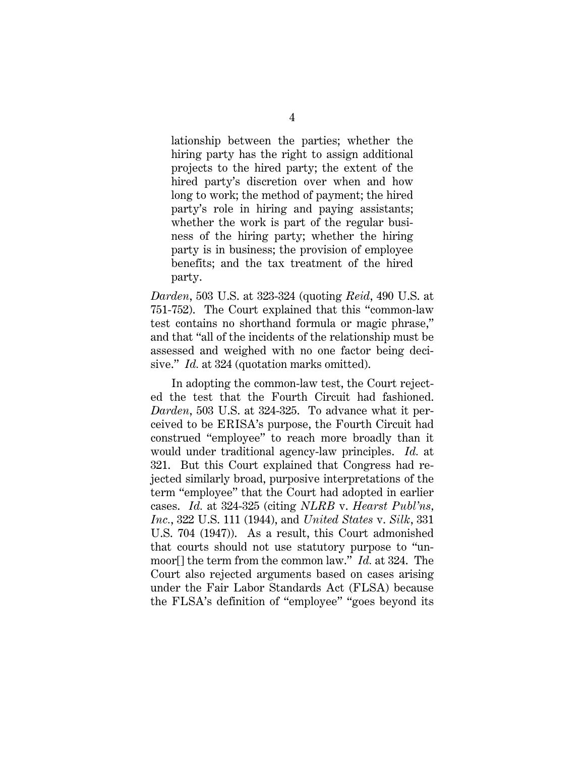> lationship between the parties; whether the hiring party has the right to assign additional projects to the hired party; the extent of the hired party's discretion over when and how long to work; the method of payment; the hired party's role in hiring and paying assistants; whether the work is part of the regular business of the hiring party; whether the hiring party is in business; the provision of employee benefits; and the tax treatment of the hired party.

*Darden*, 503 U.S. at 323-324 (quoting *Reid*, 490 U.S. at 751-752). The Court explained that this "common-law test contains no shorthand formula or magic phrase," and that "all of the incidents of the relationship must be assessed and weighed with no one factor being decisive." *Id.* at 324 (quotation marks omitted).

In adopting the common-law test, the Court rejected the test that the Fourth Circuit had fashioned. *Darden*, 503 U.S. at 324-325. To advance what it perceived to be ERISA's purpose, the Fourth Circuit had construed "employee" to reach more broadly than it would under traditional agency-law principles. *Id.* at 321. But this Court explained that Congress had rejected similarly broad, purposive interpretations of the term "employee" that the Court had adopted in earlier cases. *Id.* at 324-325 (citing *NLRB* v. *Hearst Publ'ns, Inc.*, 322 U.S. 111 (1944), and *United States* v. *Silk*, 331 U.S. 704 (1947)). As a result, this Court admonished that courts should not use statutory purpose to "unmoor[] the term from the common law." *Id.* at 324. The Court also rejected arguments based on cases arising under the Fair Labor Standards Act (FLSA) because the FLSA's definition of "employee" "goes beyond its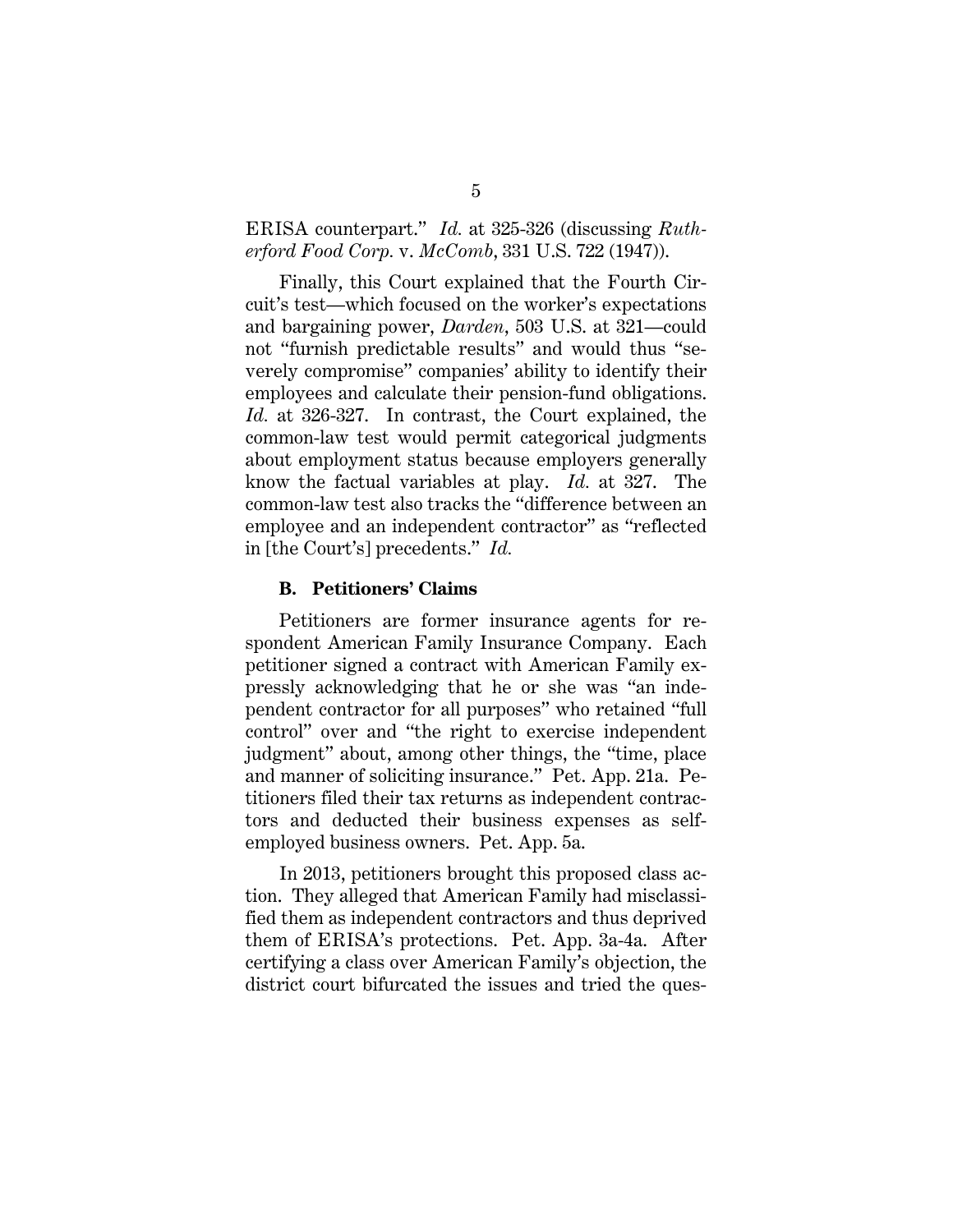ERISA counterpart." *Id.* at 325-326 (discussing *Rutherford Food Corp.* v. *McComb*, 331 U.S. 722 (1947)).

Finally, this Court explained that the Fourth Circuit's test—which focused on the worker's expectations and bargaining power, *Darden*, 503 U.S. at 321—could not "furnish predictable results" and would thus "severely compromise" companies' ability to identify their employees and calculate their pension-fund obligations. *Id.* at 326-327. In contrast, the Court explained, the common-law test would permit categorical judgments about employment status because employers generally know the factual variables at play. *Id.* at 327. The common-law test also tracks the "difference between an employee and an independent contractor" as "reflected in [the Court's] precedents." *Id.*

### B. Petitioners' Claims

Petitioners are former insurance agents for respondent American Family Insurance Company. Each petitioner signed a contract with American Family expressly acknowledging that he or she was "an independent contractor for all purposes" who retained "full control" over and "the right to exercise independent judgment" about, among other things, the "time, place and manner of soliciting insurance." Pet. App. 21a. Petitioners filed their tax returns as independent contractors and deducted their business expenses as self-employed business owners. Pet. App. 5a.

In 2013, petitioners brought this proposed class action. They alleged that American Family had misclassified them as independent contractors and thus deprived them of ERISA's protections. Pet. App. 3a-4a. After certifying a class over American Family's objection, the district court bifurcated the issues and tried the ques-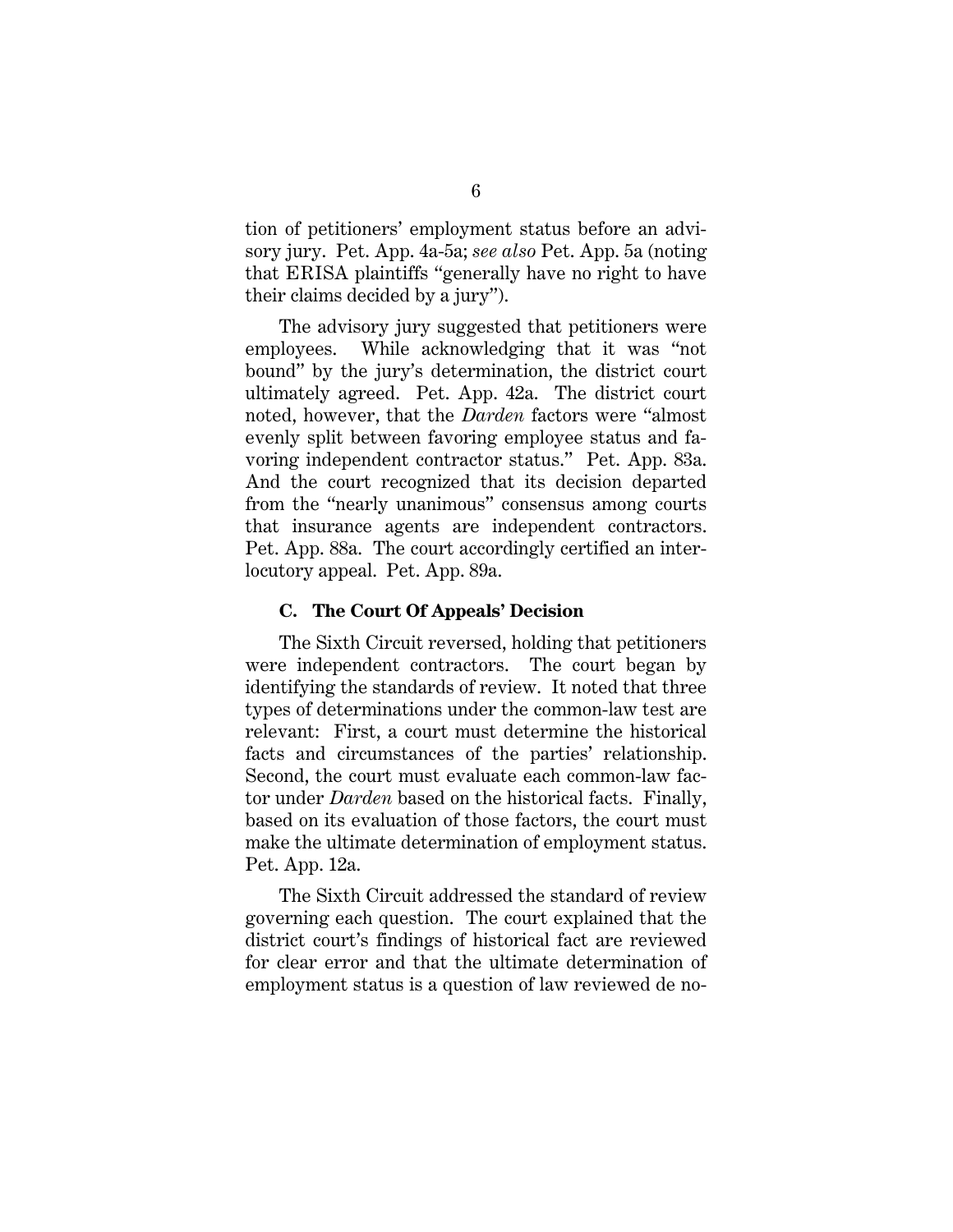tion of petitioners' employment status before an advisory jury. Pet. App. 4a-5a; *see also* Pet. App. 5a (noting that ERISA plaintiffs "generally have no right to have their claims decided by a jury").

The advisory jury suggested that petitioners were employees. While acknowledging that it was "not bound" by the jury's determination, the district court ultimately agreed. Pet. App. 42a. The district court noted, however, that the *Darden* factors were "almost evenly split between favoring employee status and favoring independent contractor status." Pet. App. 83a. And the court recognized that its decision departed from the "nearly unanimous" consensus among courts that insurance agents are independent contractors. Pet. App. 88a. The court accordingly certified an interlocutory appeal. Pet. App. 89a.

### C. The Court Of Appeals' Decision

The Sixth Circuit reversed, holding that petitioners were independent contractors. The court began by identifying the standards of review. It noted that three types of determinations under the common-law test are relevant: First, a court must determine the historical facts and circumstances of the parties' relationship. Second, the court must evaluate each common-law factor under *Darden* based on the historical facts. Finally, based on its evaluation of those factors, the court must make the ultimate determination of employment status. Pet. App. 12a.

The Sixth Circuit addressed the standard of review governing each question. The court explained that the district court's findings of historical fact are reviewed for clear error and that the ultimate determination of employment status is a question of law reviewed de no-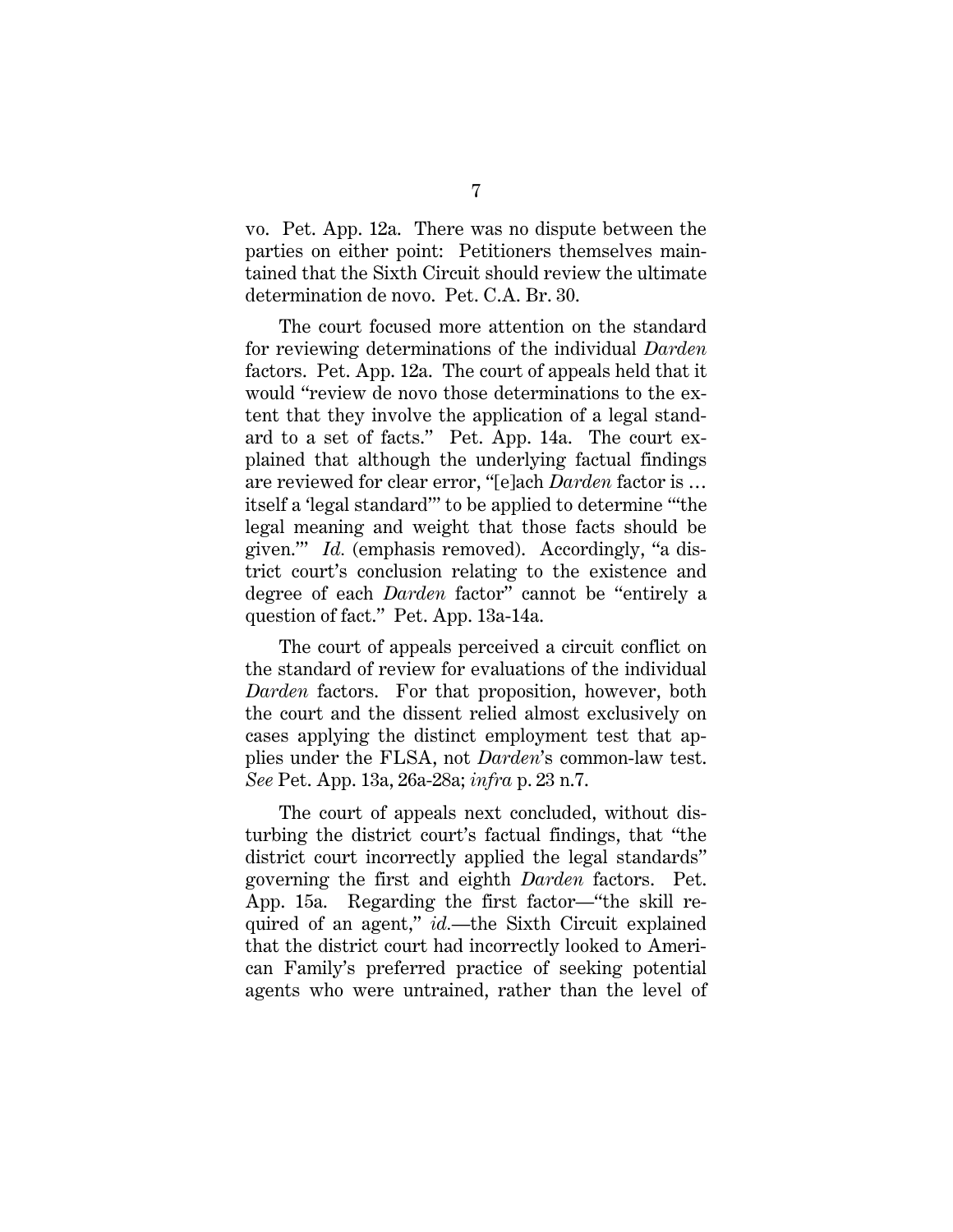vo. Pet. App. 12a. There was no dispute between the parties on either point: Petitioners themselves maintained that the Sixth Circuit should review the ultimate determination de novo. Pet. C.A. Br. 30.

The court focused more attention on the standard for reviewing determinations of the individual *Darden* factors. Pet. App. 12a. The court of appeals held that it would "review de novo those determinations to the extent that they involve the application of a legal standard to a set of facts." Pet. App. 14a. The court explained that although the underlying factual findings are reviewed for clear error, "[e]ach *Darden* factor is … itself a 'legal standard'" to be applied to determine "'the legal meaning and weight that those facts should be given.'" *Id.* (emphasis removed). Accordingly, "a district court's conclusion relating to the existence and degree of each *Darden* factor" cannot be "entirely a question of fact." Pet. App. 13a-14a.

The court of appeals perceived a circuit conflict on the standard of review for evaluations of the individual *Darden* factors. For that proposition, however, both the court and the dissent relied almost exclusively on cases applying the distinct employment test that applies under the FLSA, not *Darden*'s common-law test. *See* Pet. App. 13a, 26a-28a; *infra* p. 23 n.7.

The court of appeals next concluded, without disturbing the district court's factual findings, that "the district court incorrectly applied the legal standards" governing the first and eighth *Darden* factors. Pet. App. 15a. Regarding the first factor—"the skill required of an agent," *id.*—the Sixth Circuit explained that the district court had incorrectly looked to American Family's preferred practice of seeking potential agents who were untrained, rather than the level of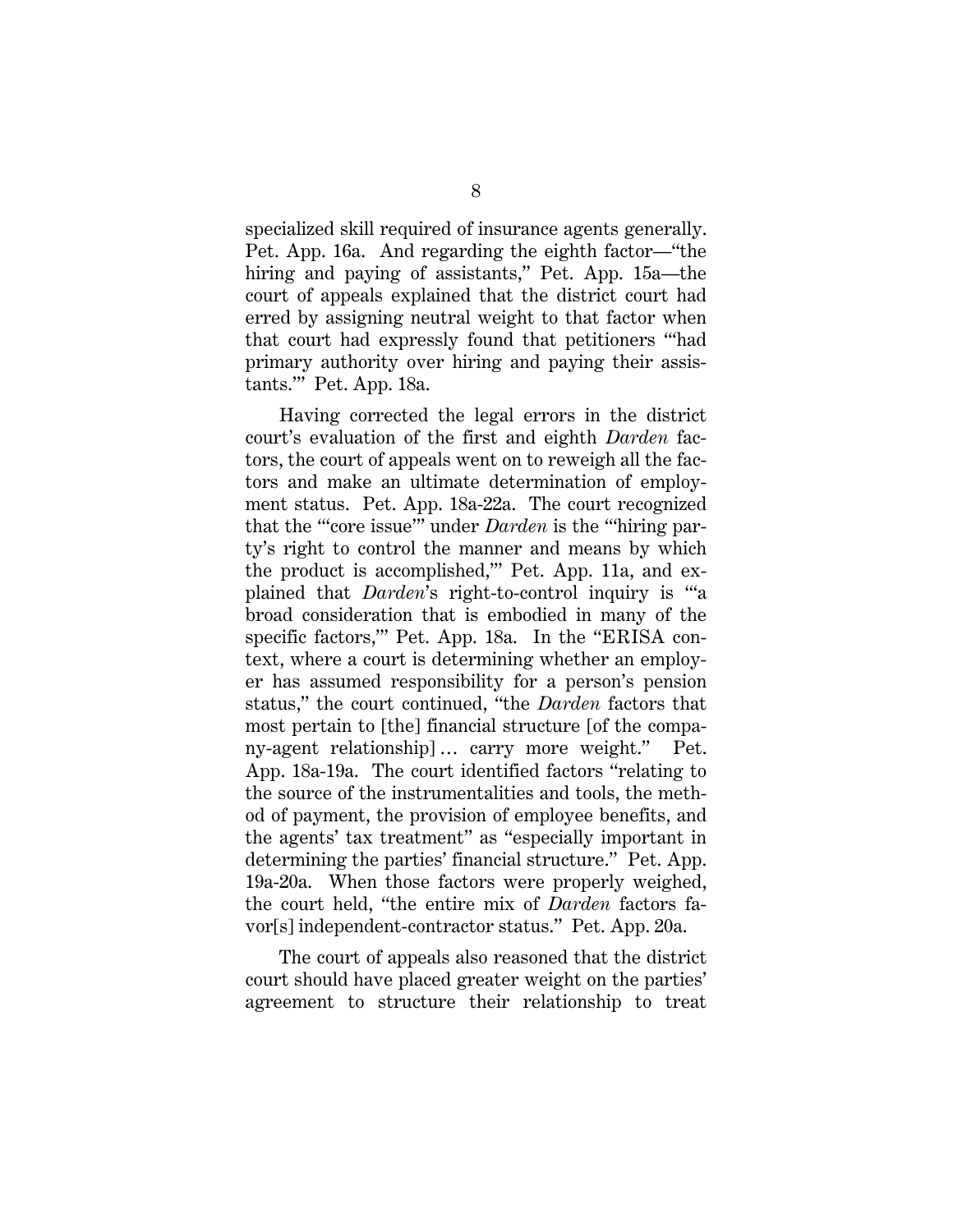specialized skill required of insurance agents generally. Pet. App. 16a. And regarding the eighth factor—"the hiring and paying of assistants," Pet. App. 15a—the court of appeals explained that the district court had erred by assigning neutral weight to that factor when that court had expressly found that petitioners "'had primary authority over hiring and paying their assistants.'" Pet. App. 18a.

Having corrected the legal errors in the district court's evaluation of the first and eighth *Darden* factors, the court of appeals went on to reweigh all the factors and make an ultimate determination of employment status. Pet. App. 18a-22a. The court recognized that the "'core issue'" under *Darden* is the "'hiring party's right to control the manner and means by which the product is accomplished,'" Pet. App. 11a, and explained that *Darden*'s right-to-control inquiry is "'a broad consideration that is embodied in many of the specific factors,'" Pet. App. 18a. In the "ERISA context, where a court is determining whether an employer has assumed responsibility for a person's pension status," the court continued, "the *Darden* factors that most pertain to [the] financial structure [of the company-agent relationship] … carry more weight." Pet. App. 18a-19a. The court identified factors "relating to the source of the instrumentalities and tools, the method of payment, the provision of employee benefits, and the agents' tax treatment" as "especially important in determining the parties' financial structure." Pet. App. 19a-20a. When those factors were properly weighed, the court held, "the entire mix of *Darden* factors favor[s] independent-contractor status." Pet. App. 20a.

The court of appeals also reasoned that the district court should have placed greater weight on the parties' agreement to structure their relationship to treat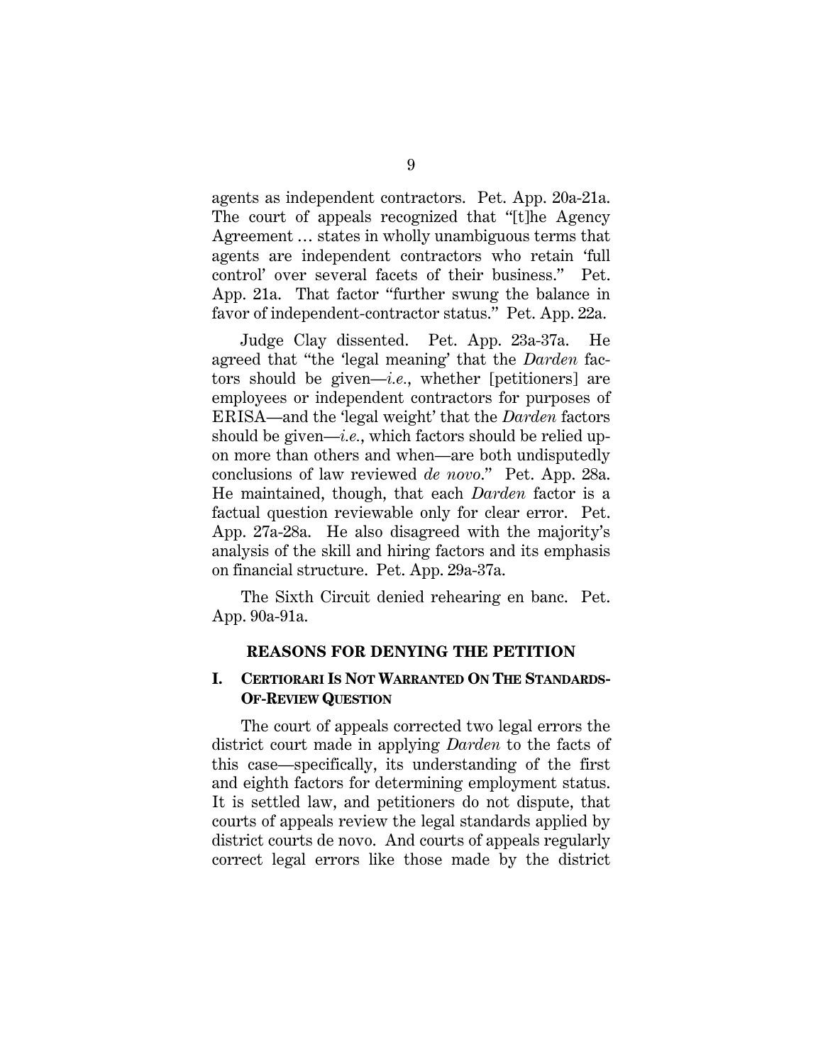agents as independent contractors. Pet. App. 20a-21a. The court of appeals recognized that "[t]he Agency Agreement … states in wholly unambiguous terms that agents are independent contractors who retain 'full control' over several facets of their business." Pet. App. 21a. That factor "further swung the balance in favor of independent-contractor status." Pet. App. 22a.

Judge Clay dissented. Pet. App. 23a-37a. He agreed that "the 'legal meaning' that the *Darden* factors should be given—*i.e.*, whether [petitioners] are employees or independent contractors for purposes of ERISA—and the 'legal weight' that the *Darden* factors should be given—*i.e.*, which factors should be relied upon more than others and when—are both undisputedly conclusions of law reviewed *de novo*." Pet. App. 28a. He maintained, though, that each *Darden* factor is a factual question reviewable only for clear error. Pet. App. 27a-28a. He also disagreed with the majority's analysis of the skill and hiring factors and its emphasis on financial structure. Pet. App. 29a-37a.

The Sixth Circuit denied rehearing en banc. Pet. App. 90a-91a.

## REASONS FOR DENYING THE PETITION

### I. CERTIORARI IS NOT WARRANTED ON THE STANDARDS-OF-REVIEW QUESTION

The court of appeals corrected two legal errors the district court made in applying *Darden* to the facts of this case—specifically, its understanding of the first and eighth factors for determining employment status. It is settled law, and petitioners do not dispute, that courts of appeals review the legal standards applied by district courts de novo. And courts of appeals regularly correct legal errors like those made by the district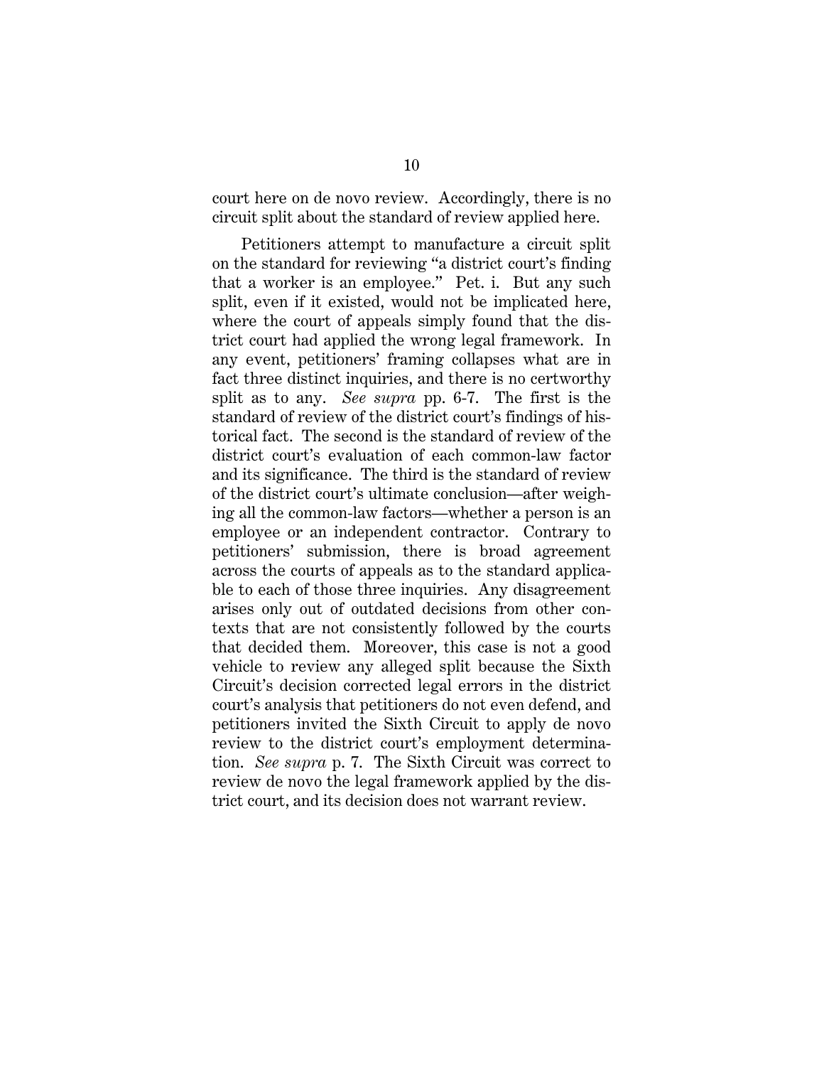court here on de novo review. Accordingly, there is no circuit split about the standard of review applied here.

Petitioners attempt to manufacture a circuit split on the standard for reviewing "a district court's finding that a worker is an employee." Pet. i. But any such split, even if it existed, would not be implicated here, where the court of appeals simply found that the district court had applied the wrong legal framework. In any event, petitioners' framing collapses what are in fact three distinct inquiries, and there is no certworthy split as to any. *See supra* pp. 6-7. The first is the standard of review of the district court's findings of historical fact. The second is the standard of review of the district court's evaluation of each common-law factor and its significance. The third is the standard of review of the district court's ultimate conclusion—after weighing all the common-law factors—whether a person is an employee or an independent contractor. Contrary to petitioners' submission, there is broad agreement across the courts of appeals as to the standard applicable to each of those three inquiries. Any disagreement arises only out of outdated decisions from other contexts that are not consistently followed by the courts that decided them. Moreover, this case is not a good vehicle to review any alleged split because the Sixth Circuit's decision corrected legal errors in the district court's analysis that petitioners do not even defend, and petitioners invited the Sixth Circuit to apply de novo review to the district court's employment determination. *See supra* p. 7. The Sixth Circuit was correct to review de novo the legal framework applied by the district court, and its decision does not warrant review.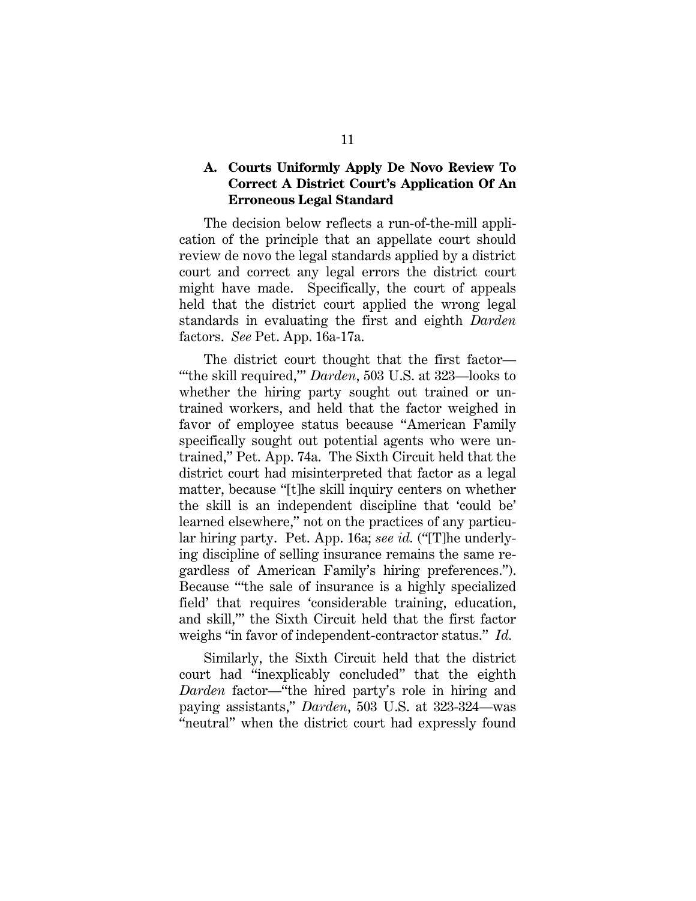### A. Courts Uniformly Apply De Novo Review To Correct A District Court's Application Of An Erroneous Legal Standard

The decision below reflects a run-of-the-mill application of the principle that an appellate court should review de novo the legal standards applied by a district court and correct any legal errors the district court might have made. Specifically, the court of appeals held that the district court applied the wrong legal standards in evaluating the first and eighth *Darden* factors. *See* Pet. App. 16a-17a.

The district court thought that the first factor—"'the skill required,'" *Darden*, 503 U.S. at 323—looks to whether the hiring party sought out trained or untrained workers, and held that the factor weighed in favor of employee status because "American Family specifically sought out potential agents who were untrained," Pet. App. 74a. The Sixth Circuit held that the district court had misinterpreted that factor as a legal matter, because "[t]he skill inquiry centers on whether the skill is an independent discipline that 'could be' learned elsewhere," not on the practices of any particular hiring party. Pet. App. 16a; *see id.* ("[T]he underlying discipline of selling insurance remains the same regardless of American Family's hiring preferences."). Because "'the sale of insurance is a highly specialized field' that requires 'considerable training, education, and skill,'" the Sixth Circuit held that the first factor weighs "in favor of independent-contractor status." *Id.*

Similarly, the Sixth Circuit held that the district court had "inexplicably concluded" that the eighth *Darden* factor—"the hired party's role in hiring and paying assistants," *Darden*, 503 U.S. at 323-324—was "neutral" when the district court had expressly found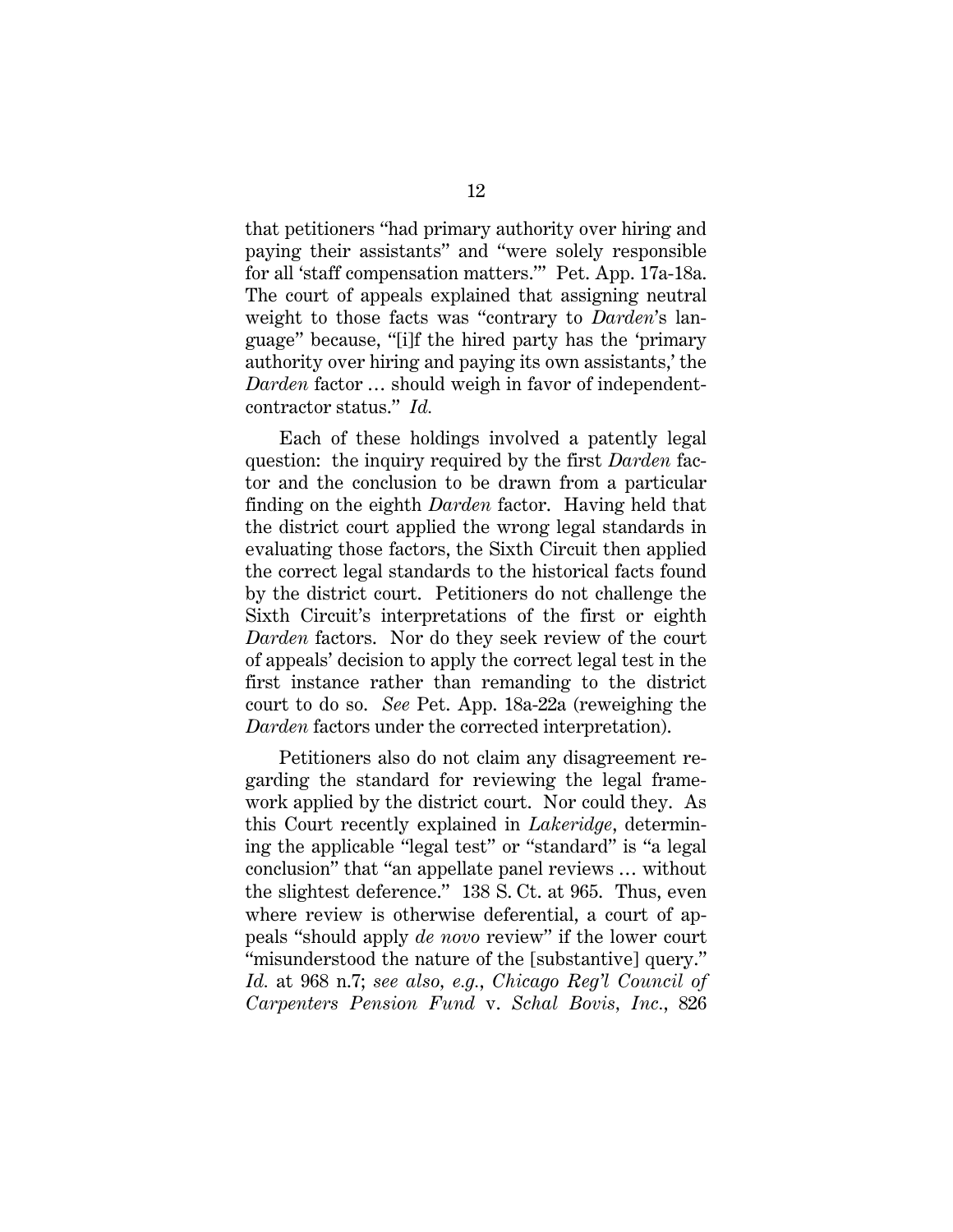that petitioners "had primary authority over hiring and paying their assistants" and "were solely responsible for all 'staff compensation matters.'" Pet. App. 17a-18a. The court of appeals explained that assigning neutral weight to those facts was "contrary to *Darden*'s language" because, "[i]f the hired party has the 'primary authority over hiring and paying its own assistants,' the *Darden* factor … should weigh in favor of independent-contractor status." *Id.*

Each of these holdings involved a patently legal question: the inquiry required by the first *Darden* factor and the conclusion to be drawn from a particular finding on the eighth *Darden* factor. Having held that the district court applied the wrong legal standards in evaluating those factors, the Sixth Circuit then applied the correct legal standards to the historical facts found by the district court. Petitioners do not challenge the Sixth Circuit's interpretations of the first or eighth *Darden* factors. Nor do they seek review of the court of appeals' decision to apply the correct legal test in the first instance rather than remanding to the district court to do so. *See* Pet. App. 18a-22a (reweighing the *Darden* factors under the corrected interpretation).

Petitioners also do not claim any disagreement regarding the standard for reviewing the legal framework applied by the district court. Nor could they. As this Court recently explained in *Lakeridge*, determining the applicable "legal test" or "standard" is "a legal conclusion" that "an appellate panel reviews … without the slightest deference." 138 S. Ct. at 965. Thus, even where review is otherwise deferential, a court of appeals "should apply *de novo* review" if the lower court "misunderstood the nature of the [substantive] query." *Id.* at 968 n.7; *see also, e.g.*, *Chicago Reg'l Council of Carpenters Pension Fund* v. *Schal Bovis, Inc.*, 826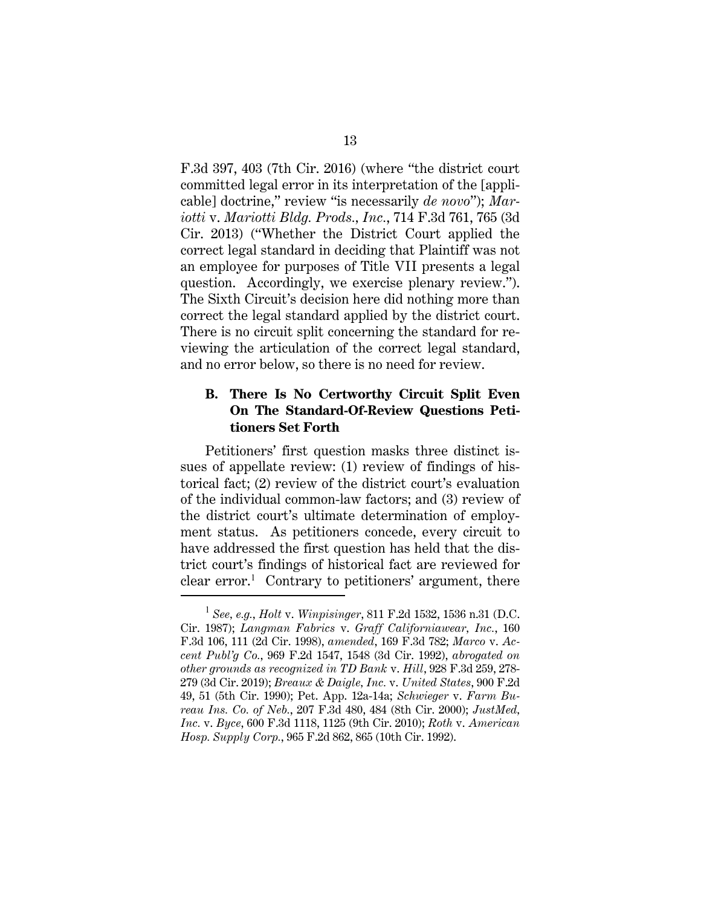F.3d 397, 403 (7th Cir. 2016) (where "the district court committed legal error in its interpretation of the [applicable] doctrine," review "is necessarily *de novo*"); *Mariotti* v. *Mariotti Bldg. Prods., Inc.*, 714 F.3d 761, 765 (3d Cir. 2013) ("Whether the District Court applied the correct legal standard in deciding that Plaintiff was not an employee for purposes of Title VII presents a legal question. Accordingly, we exercise plenary review."). The Sixth Circuit's decision here did nothing more than correct the legal standard applied by the district court. There is no circuit split concerning the standard for reviewing the articulation of the correct legal standard, and no error below, so there is no need for review.

### B. There Is No Certworthy Circuit Split Even On The Standard-Of-Review Questions Petitioners Set Forth

Petitioners' first question masks three distinct issues of appellate review: (1) review of findings of historical fact; (2) review of the district court's evaluation of the individual common-law factors; and (3) review of the district court's ultimate determination of employment status. As petitioners concede, every circuit to have addressed the first question has held that the district court's findings of historical fact are reviewed for clear error.[1] Contrary to petitioners' argument, there

[1] *See, e.g.*, *Holt* v. *Winpisinger*, 811 F.2d 1532, 1536 n.31 (D.C. Cir. 1987); *Langman Fabrics* v. *Graff Californiawear, Inc.*, 160 F.3d 106, 111 (2d Cir. 1998), *amended*, 169 F.3d 782; *Marco* v. *Accent Publ'g Co.*, 969 F.2d 1547, 1548 (3d Cir. 1992), *abrogated on other grounds as recognized in TD Bank* v. *Hill*, 928 F.3d 259, 278-279 (3d Cir. 2019); *Breaux & Daigle, Inc.* v. *United States*, 900 F.2d 49, 51 (5th Cir. 1990); Pet. App. 12a-14a; *Schwieger* v. *Farm Bureau Ins. Co. of Neb.*, 207 F.3d 480, 484 (8th Cir. 2000); *JustMed, Inc.* v. *Byce*, 600 F.3d 1118, 1125 (9th Cir. 2010); *Roth* v. *American Hosp. Supply Corp.*, 965 F.2d 862, 865 (10th Cir. 1992).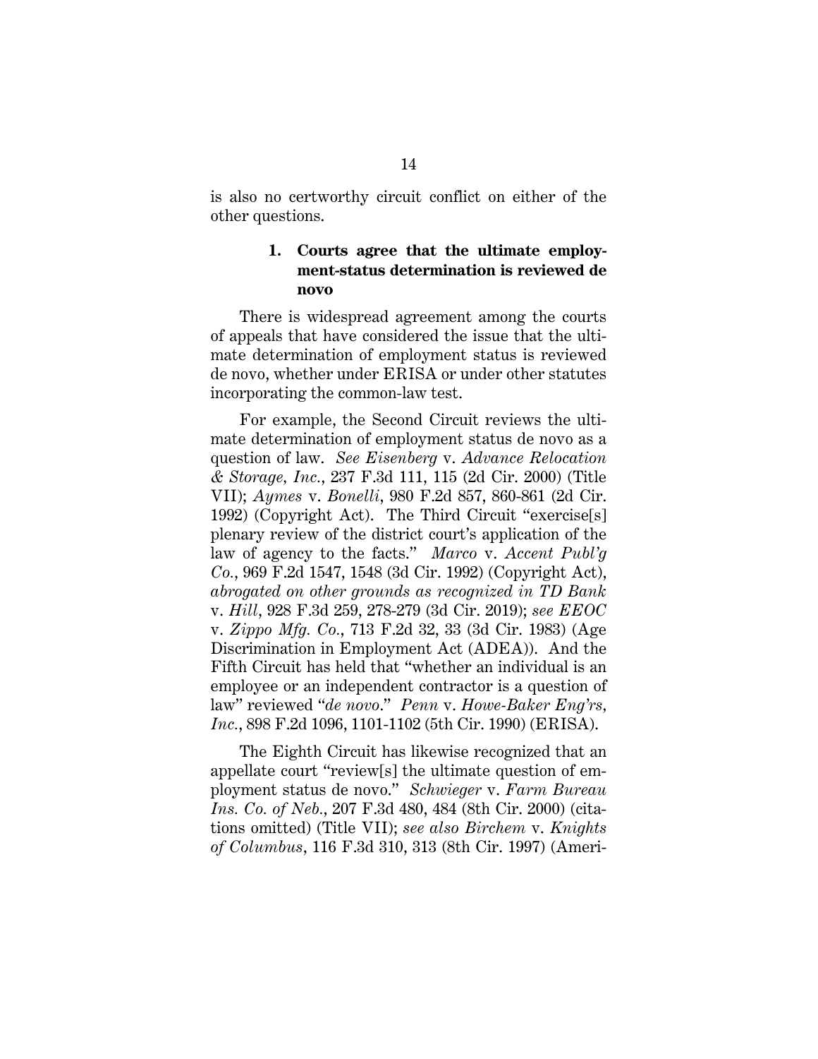is also no certworthy circuit conflict on either of the other questions.

### 1. Courts agree that the ultimate employment-status determination is reviewed de novo

There is widespread agreement among the courts of appeals that have considered the issue that the ultimate determination of employment status is reviewed de novo, whether under ERISA or under other statutes incorporating the common-law test.

For example, the Second Circuit reviews the ultimate determination of employment status de novo as a question of law. *See Eisenberg* v. *Advance Relocation & Storage, Inc.*, 237 F.3d 111, 115 (2d Cir. 2000) (Title VII); *Aymes* v. *Bonelli*, 980 F.2d 857, 860-861 (2d Cir. 1992) (Copyright Act). The Third Circuit "exercise[s] plenary review of the district court's application of the law of agency to the facts." *Marco* v. *Accent Publ'g Co.*, 969 F.2d 1547, 1548 (3d Cir. 1992) (Copyright Act), *abrogated on other grounds as recognized in TD Bank* v. *Hill*, 928 F.3d 259, 278-279 (3d Cir. 2019); *see EEOC* v. *Zippo Mfg. Co.*, 713 F.2d 32, 33 (3d Cir. 1983) (Age Discrimination in Employment Act (ADEA)). And the Fifth Circuit has held that "whether an individual is an employee or an independent contractor is a question of law" reviewed "*de novo*." *Penn* v. *Howe-Baker Eng'rs, Inc.*, 898 F.2d 1096, 1101-1102 (5th Cir. 1990) (ERISA).

The Eighth Circuit has likewise recognized that an appellate court "review[s] the ultimate question of employment status de novo." *Schwieger* v. *Farm Bureau Ins. Co. of Neb.*, 207 F.3d 480, 484 (8th Cir. 2000) (citations omitted) (Title VII); *see also Birchem* v. *Knights of Columbus*, 116 F.3d 310, 313 (8th Cir. 1997) (Ameri-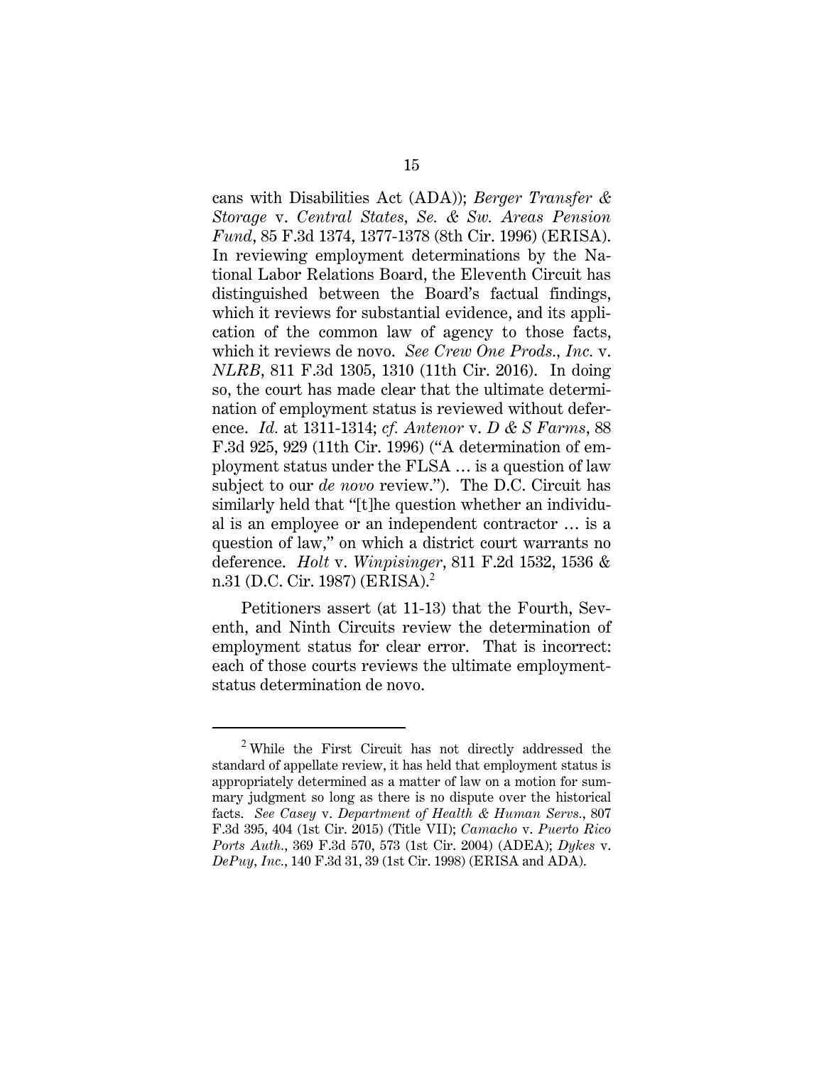cans with Disabilities Act (ADA)); *Berger Transfer & Storage* v. *Central States, Se. & Sw. Areas Pension Fund*, 85 F.3d 1374, 1377-1378 (8th Cir. 1996) (ERISA). In reviewing employment determinations by the National Labor Relations Board, the Eleventh Circuit has distinguished between the Board's factual findings, which it reviews for substantial evidence, and its application of the common law of agency to those facts, which it reviews de novo. *See Crew One Prods., Inc.* v. *NLRB*, 811 F.3d 1305, 1310 (11th Cir. 2016). In doing so, the court has made clear that the ultimate determination of employment status is reviewed without deference. *Id.* at 1311-1314; *cf. Antenor* v. *D & S Farms*, 88 F.3d 925, 929 (11th Cir. 1996) ("A determination of employment status under the FLSA … is a question of law subject to our *de novo* review."). The D.C. Circuit has similarly held that "[t]he question whether an individual is an employee or an independent contractor … is a question of law," on which a district court warrants no deference. *Holt* v. *Winpisinger*, 811 F.2d 1532, 1536 & n.31 (D.C. Cir. 1987) (ERISA).[2]

Petitioners assert (at 11-13) that the Fourth, Seventh, and Ninth Circuits review the determination of employment status for clear error. That is incorrect: each of those courts reviews the ultimate employment-status determination de novo.

---

[2] While the First Circuit has not directly addressed the standard of appellate review, it has held that employment status is appropriately determined as a matter of law on a motion for summary judgment so long as there is no dispute over the historical facts. *See Casey* v. *Department of Health & Human Servs.*, 807 F.3d 395, 404 (1st Cir. 2015) (Title VII); *Camacho* v. *Puerto Rico Ports Auth.*, 369 F.3d 570, 573 (1st Cir. 2004) (ADEA); *Dykes* v. *DePuy, Inc.*, 140 F.3d 31, 39 (1st Cir. 1998) (ERISA and ADA).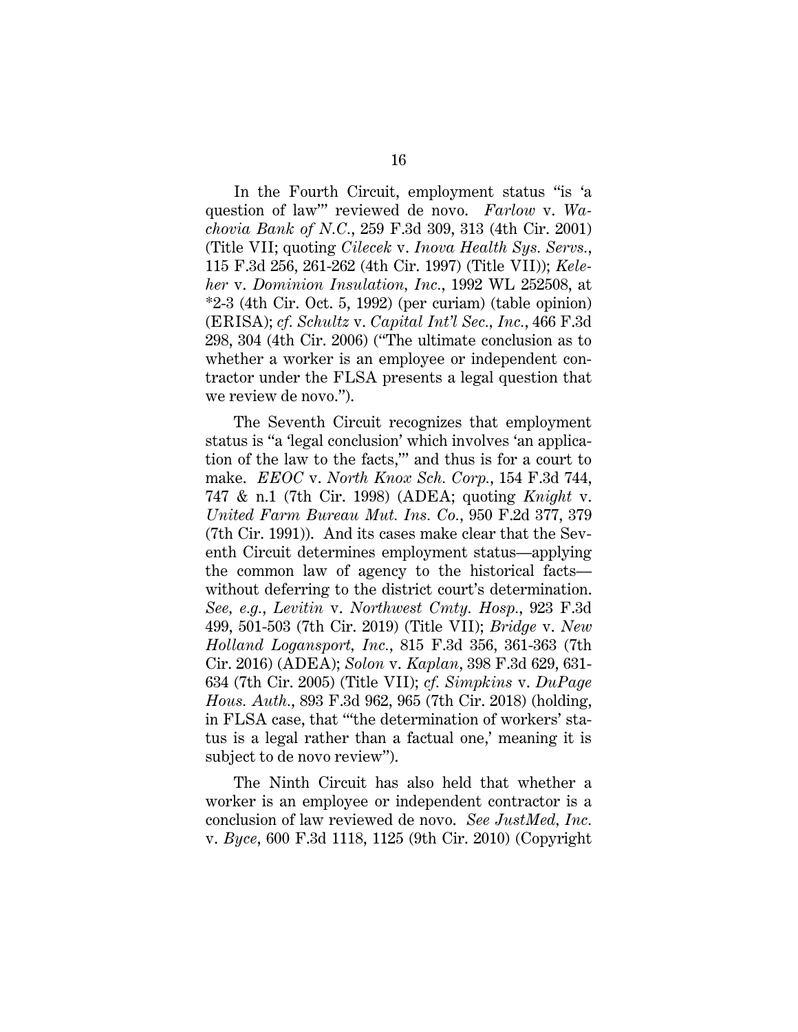In the Fourth Circuit, employment status "is 'a question of law'" reviewed de novo. *Farlow* v. *Wachovia Bank of N.C.*, 259 F.3d 309, 313 (4th Cir. 2001) (Title VII; quoting *Cilecek* v. *Inova Health Sys. Servs.*, 115 F.3d 256, 261-262 (4th Cir. 1997) (Title VII)); *Keleher* v. *Dominion Insulation, Inc.*, 1992 WL 252508, at *2-3 (4th Cir. Oct. 5, 1992) (per curiam) (table opinion) (ERISA); *cf. Schultz* v. *Capital Int'l Sec., Inc.*, 466 F.3d 298, 304 (4th Cir. 2006) ("The ultimate conclusion as to whether a worker is an employee or independent contractor under the FLSA presents a legal question that we review de novo.").

The Seventh Circuit recognizes that employment status is "a 'legal conclusion' which involves 'an application of the law to the facts,'" and thus is for a court to make. *EEOC* v. *North Knox Sch. Corp.*, 154 F.3d 744, 747 & n.1 (7th Cir. 1998) (ADEA; quoting *Knight* v. *United Farm Bureau Mut. Ins. Co.*, 950 F.2d 377, 379 (7th Cir. 1991)). And its cases make clear that the Seventh Circuit determines employment status—applying the common law of agency to the historical facts—without deferring to the district court's determination. *See, e.g.*, *Levitin* v. *Northwest Cmty. Hosp.*, 923 F.3d 499, 501-503 (7th Cir. 2019) (Title VII); *Bridge* v. *New Holland Logansport, Inc.*, 815 F.3d 356, 361-363 (7th Cir. 2016) (ADEA); *Solon* v. *Kaplan*, 398 F.3d 629, 631-634 (7th Cir. 2005) (Title VII); *cf. Simpkins* v. *DuPage Hous. Auth.*, 893 F.3d 962, 965 (7th Cir. 2018) (holding, in FLSA case, that "'the determination of workers' status is a legal rather than a factual one,' meaning it is subject to de novo review").

The Ninth Circuit has also held that whether a worker is an employee or independent contractor is a conclusion of law reviewed de novo. *See JustMed, Inc.* v. *Byce*, 600 F.3d 1118, 1125 (9th Cir. 2010) (Copyright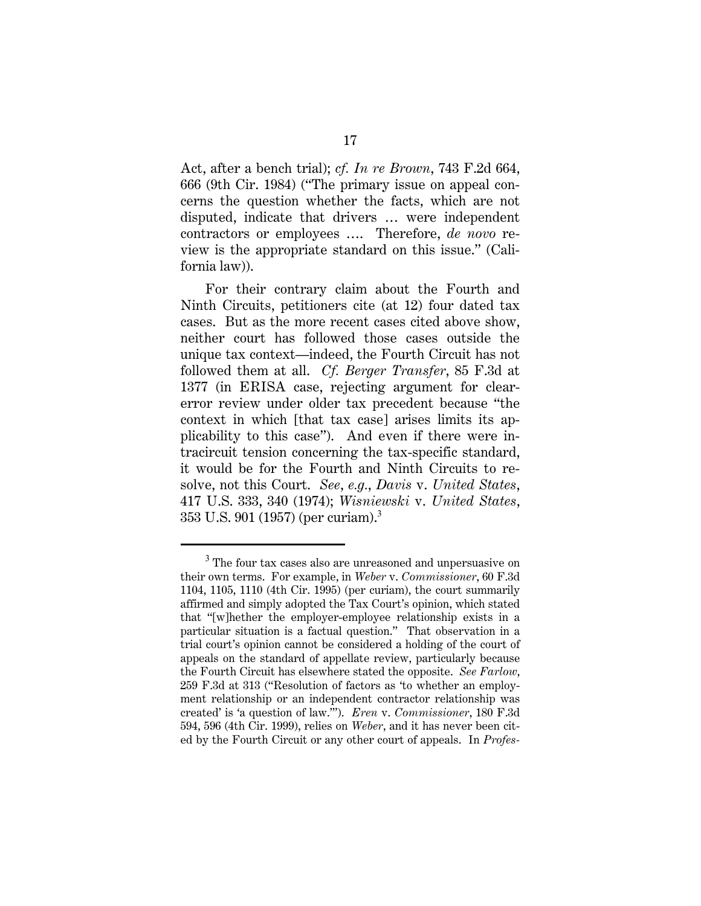Act, after a bench trial); *cf. In re Brown*, 743 F.2d 664, 666 (9th Cir. 1984) ("The primary issue on appeal concerns the question whether the facts, which are not disputed, indicate that drivers … were independent contractors or employees …. Therefore, *de novo* review is the appropriate standard on this issue." (California law)).

For their contrary claim about the Fourth and Ninth Circuits, petitioners cite (at 12) four dated tax cases. But as the more recent cases cited above show, neither court has followed those cases outside the unique tax context—indeed, the Fourth Circuit has not followed them at all. *Cf. Berger Transfer*, 85 F.3d at 1377 (in ERISA case, rejecting argument for clear-error review under older tax precedent because "the context in which [that tax case] arises limits its applicability to this case"). And even if there were intracircuit tension concerning the tax-specific standard, it would be for the Fourth and Ninth Circuits to resolve, not this Court. *See, e.g.*, *Davis* v. *United States*, 417 U.S. 333, 340 (1974); *Wisniewski* v. *United States*, 353 U.S. 901 (1957) (per curiam).[3]

---

[3] The four tax cases also are unreasoned and unpersuasive on their own terms. For example, in *Weber* v. *Commissioner*, 60 F.3d 1104, 1105, 1110 (4th Cir. 1995) (per curiam), the court summarily affirmed and simply adopted the Tax Court's opinion, which stated that "[w]hether the employer-employee relationship exists in a particular situation is a factual question." That observation in a trial court's opinion cannot be considered a holding of the court of appeals on the standard of appellate review, particularly because the Fourth Circuit has elsewhere stated the opposite. *See Farlow*, 259 F.3d at 313 ("Resolution of factors as 'to whether an employment relationship or an independent contractor relationship was created' is 'a question of law.'"). *Eren* v. *Commissioner*, 180 F.3d 594, 596 (4th Cir. 1999), relies on *Weber*, and it has never been cited by the Fourth Circuit or any other court of appeals. In *Profes-*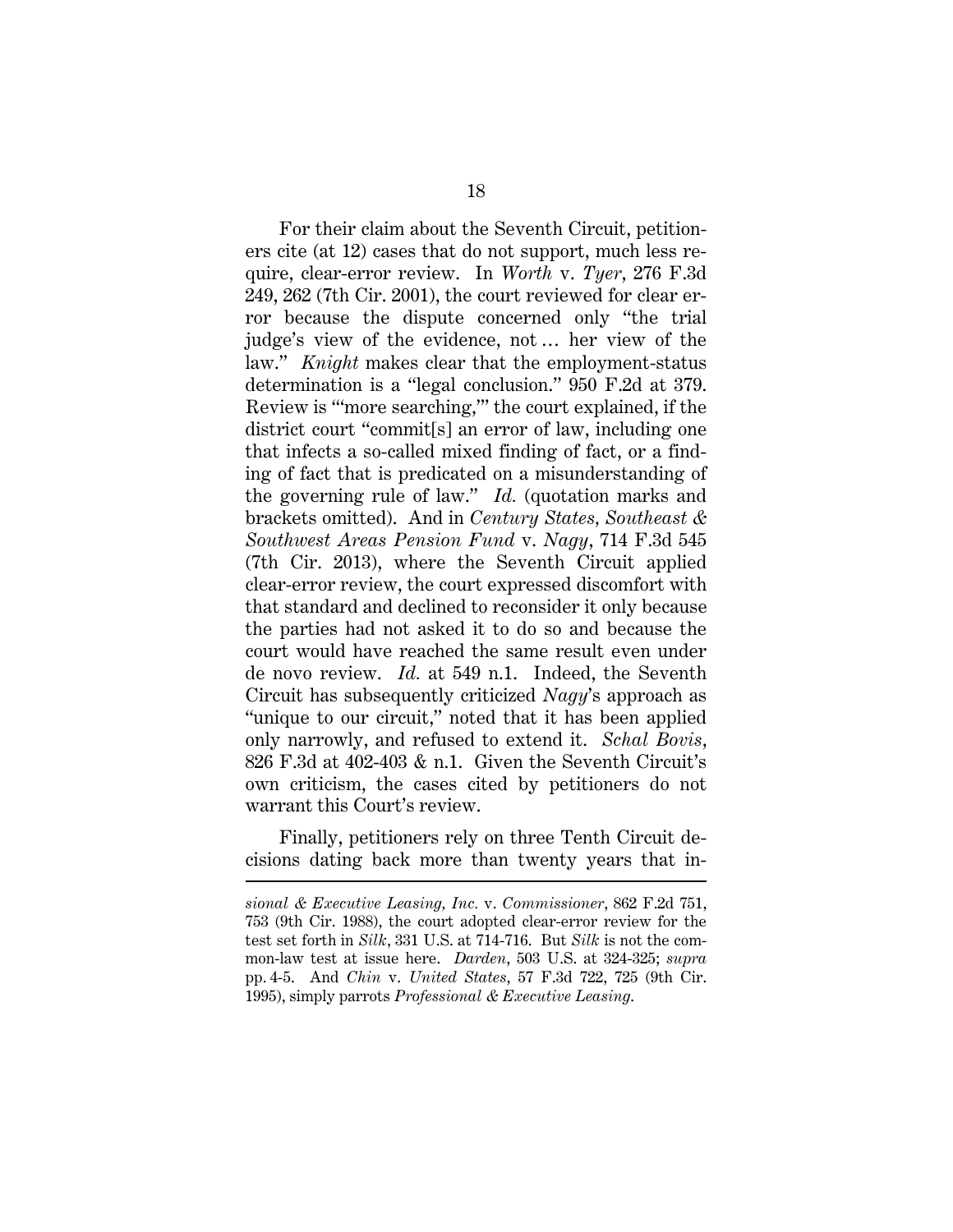For their claim about the Seventh Circuit, petitioners cite (at 12) cases that do not support, much less require, clear-error review. In *Worth* v. *Tyer*, 276 F.3d 249, 262 (7th Cir. 2001), the court reviewed for clear error because the dispute concerned only "the trial judge's view of the evidence, not … her view of the law." *Knight* makes clear that the employment-status determination is a "legal conclusion." 950 F.2d at 379. Review is "'more searching,'" the court explained, if the district court "commit[s] an error of law, including one that infects a so-called mixed finding of fact, or a finding of fact that is predicated on a misunderstanding of the governing rule of law." *Id.* (quotation marks and brackets omitted). And in *Century States, Southeast & Southwest Areas Pension Fund* v. *Nagy*, 714 F.3d 545 (7th Cir. 2013), where the Seventh Circuit applied clear-error review, the court expressed discomfort with that standard and declined to reconsider it only because the parties had not asked it to do so and because the court would have reached the same result even under de novo review. *Id.* at 549 n.1. Indeed, the Seventh Circuit has subsequently criticized *Nagy*'s approach as "unique to our circuit," noted that it has been applied only narrowly, and refused to extend it. *Schal Bovis*, 826 F.3d at 402-403 & n.1. Given the Seventh Circuit's own criticism, the cases cited by petitioners do not warrant this Court's review.

Finally, petitioners rely on three Tenth Circuit decisions dating back more than twenty years that in-

---

*sional & Executive Leasing, Inc.* v. *Commissioner*, 862 F.2d 751, 753 (9th Cir. 1988), the court adopted clear-error review for the test set forth in *Silk*, 331 U.S. at 714-716. But *Silk* is not the common-law test at issue here. *Darden*, 503 U.S. at 324-325; *supra* pp. 4-5. And *Chin* v. *United States*, 57 F.3d 722, 725 (9th Cir. 1995), simply parrots *Professional & Executive Leasing*.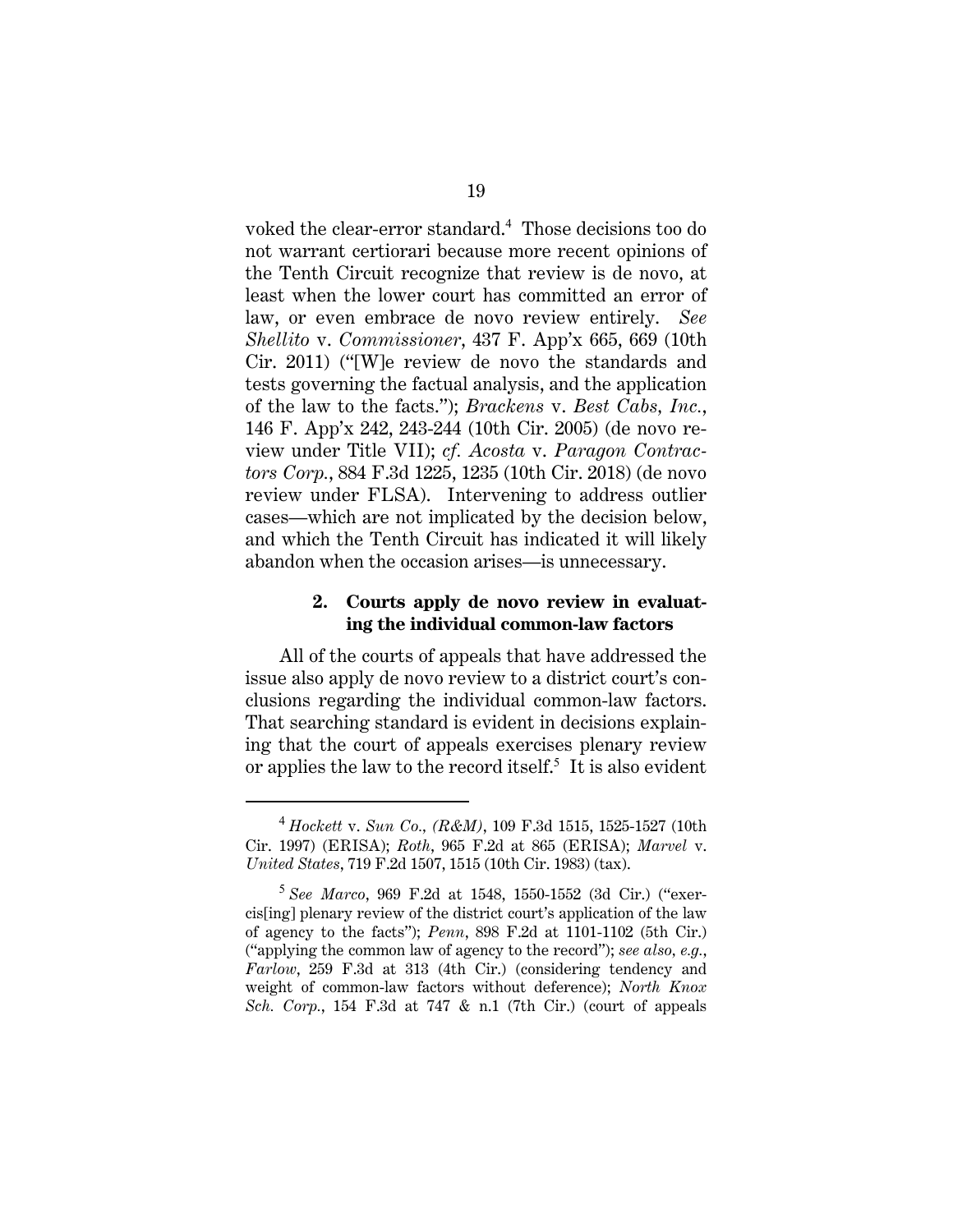voked the clear-error standard.[4] Those decisions too do not warrant certiorari because more recent opinions of the Tenth Circuit recognize that review is de novo, at least when the lower court has committed an error of law, or even embrace de novo review entirely. *See Shellito* v. *Commissioner*, 437 F. App'x 665, 669 (10th Cir. 2011) ("[W]e review de novo the standards and tests governing the factual analysis, and the application of the law to the facts."); *Brackens* v. *Best Cabs, Inc.*, 146 F. App'x 242, 243-244 (10th Cir. 2005) (de novo review under Title VII); *cf. Acosta* v. *Paragon Contractors Corp.*, 884 F.3d 1225, 1235 (10th Cir. 2018) (de novo review under FLSA). Intervening to address outlier cases—which are not implicated by the decision below, and which the Tenth Circuit has indicated it will likely abandon when the occasion arises—is unnecessary.

### 2. Courts apply de novo review in evaluating the individual common-law factors

All of the courts of appeals that have addressed the issue also apply de novo review to a district court's conclusions regarding the individual common-law factors. That searching standard is evident in decisions explaining that the court of appeals exercises plenary review or applies the law to the record itself.[5] It is also evident

---

[4] *Hockett* v. *Sun Co., (R&M)*, 109 F.3d 1515, 1525-1527 (10th Cir. 1997) (ERISA); *Roth*, 965 F.2d at 865 (ERISA); *Marvel* v. *United States*, 719 F.2d 1507, 1515 (10th Cir. 1983) (tax).

[5] *See Marco*, 969 F.2d at 1548, 1550-1552 (3d Cir.) ("exercis[ing] plenary review of the district court's application of the law of agency to the facts"); *Penn*, 898 F.2d at 1101-1102 (5th Cir.) ("applying the common law of agency to the record"); *see also, e.g.*, *Farlow*, 259 F.3d at 313 (4th Cir.) (considering tendency and weight of common-law factors without deference); *North Knox Sch. Corp.*, 154 F.3d at 747 & n.1 (7th Cir.) (court of appeals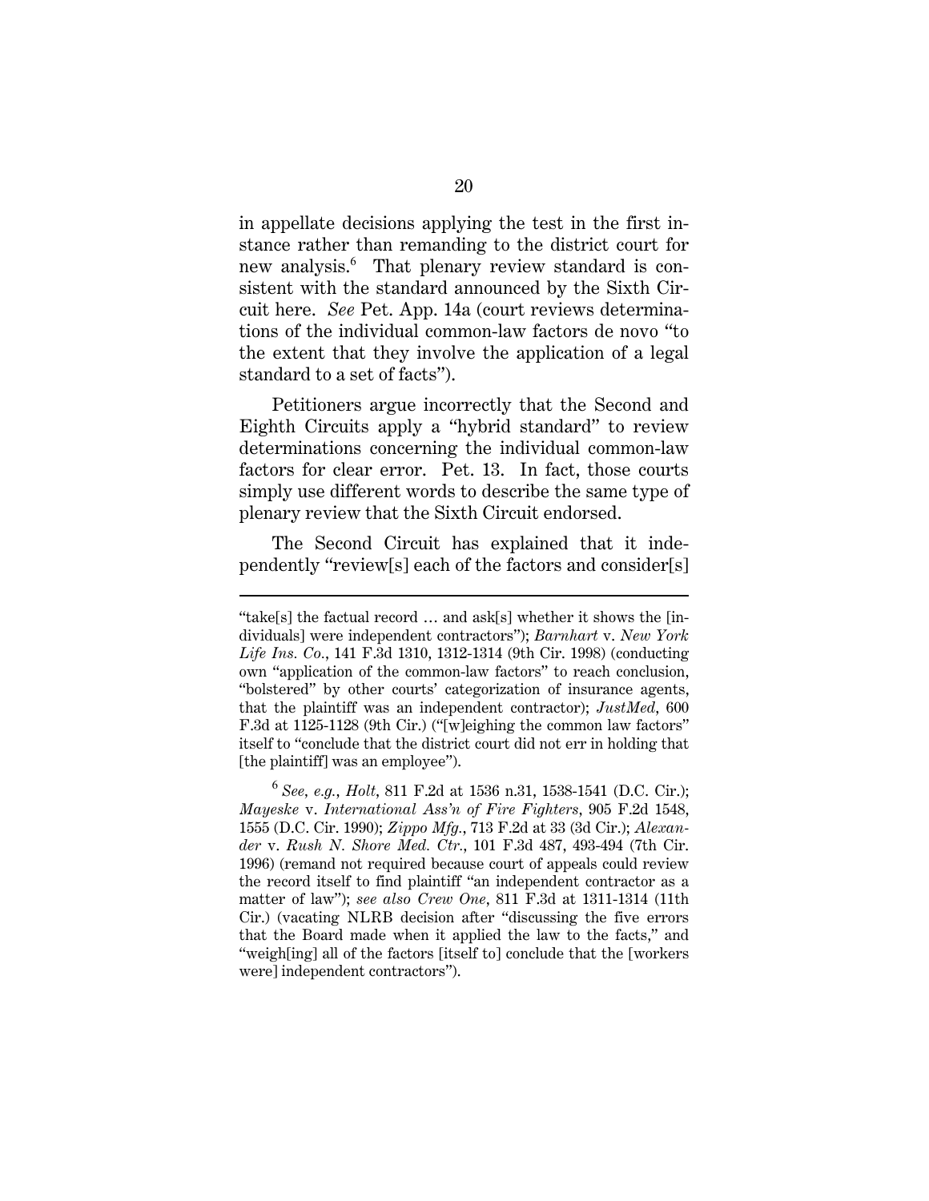in appellate decisions applying the test in the first instance rather than remanding to the district court for new analysis.[6] That plenary review standard is consistent with the standard announced by the Sixth Circuit here. *See* Pet. App. 14a (court reviews determinations of the individual common-law factors de novo "to the extent that they involve the application of a legal standard to a set of facts").

Petitioners argue incorrectly that the Second and Eighth Circuits apply a "hybrid standard" to review determinations concerning the individual common-law factors for clear error. Pet. 13. In fact, those courts simply use different words to describe the same type of plenary review that the Sixth Circuit endorsed.

The Second Circuit has explained that it independently "review[s] each of the factors and consider[s]

---

"take[s] the factual record … and ask[s] whether it shows the [individuals] were independent contractors"); *Barnhart* v. *New York Life Ins. Co.*, 141 F.3d 1310, 1312-1314 (9th Cir. 1998) (conducting own "application of the common-law factors" to reach conclusion, "bolstered" by other courts' categorization of insurance agents, that the plaintiff was an independent contractor); *JustMed*, 600 F.3d at 1125-1128 (9th Cir.) ("[w]eighing the common law factors" itself to "conclude that the district court did not err in holding that [the plaintiff] was an employee").

[6] *See, e.g.*, *Holt*, 811 F.2d at 1536 n.31, 1538-1541 (D.C. Cir.); *Mayeske* v. *International Ass'n of Fire Fighters*, 905 F.2d 1548, 1555 (D.C. Cir. 1990); *Zippo Mfg.*, 713 F.2d at 33 (3d Cir.); *Alexander* v. *Rush N. Shore Med. Ctr.*, 101 F.3d 487, 493-494 (7th Cir. 1996) (remand not required because court of appeals could review the record itself to find plaintiff "an independent contractor as a matter of law"); *see also Crew One*, 811 F.3d at 1311-1314 (11th Cir.) (vacating NLRB decision after "discussing the five errors that the Board made when it applied the law to the facts," and "weigh[ing] all of the factors [itself to] conclude that the [workers were] independent contractors").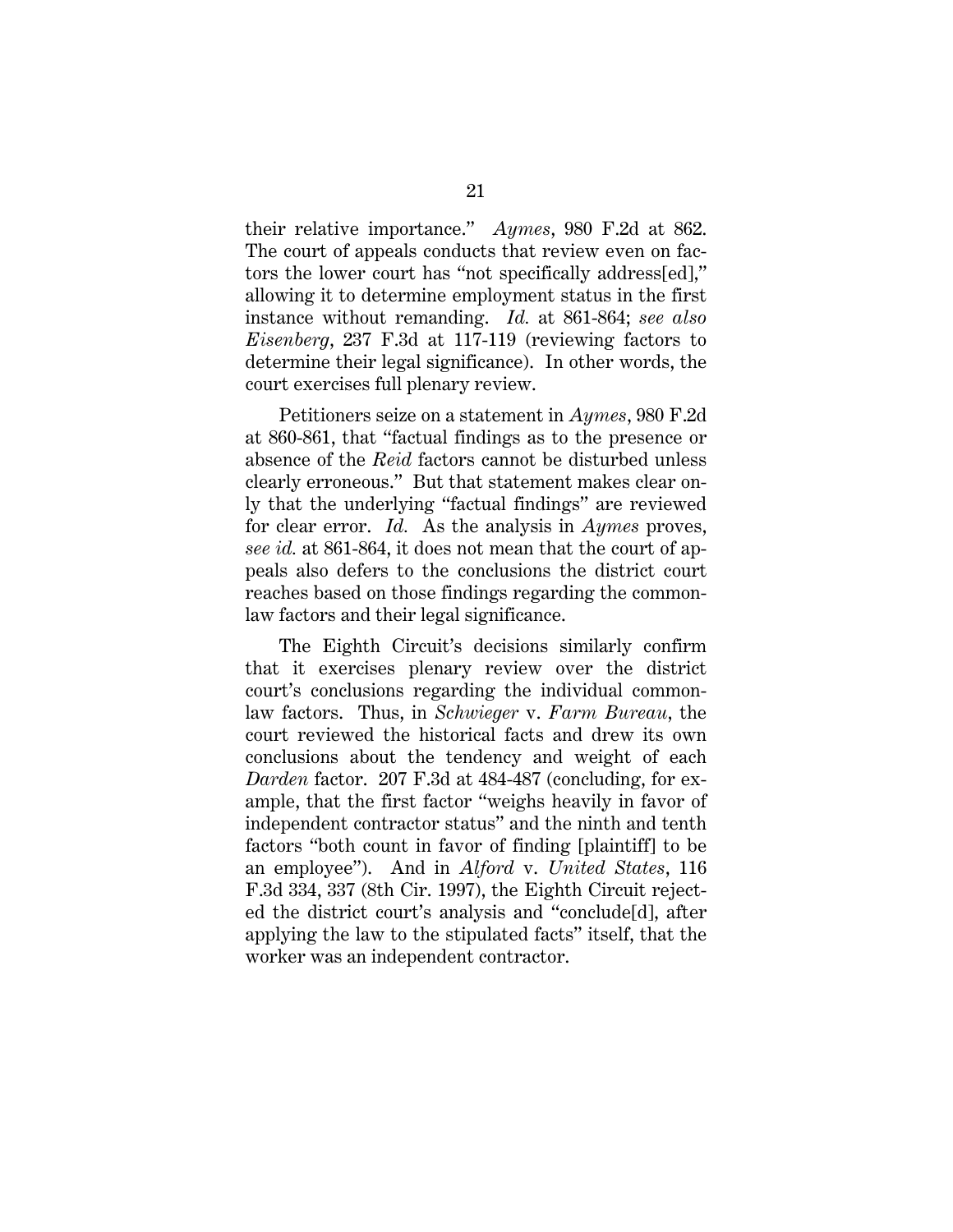their relative importance." *Aymes*, 980 F.2d at 862. The court of appeals conducts that review even on factors the lower court has "not specifically address[ed]," allowing it to determine employment status in the first instance without remanding. *Id.* at 861-864; *see also Eisenberg*, 237 F.3d at 117-119 (reviewing factors to determine their legal significance). In other words, the court exercises full plenary review.

Petitioners seize on a statement in *Aymes*, 980 F.2d at 860-861, that "factual findings as to the presence or absence of the *Reid* factors cannot be disturbed unless clearly erroneous." But that statement makes clear only that the underlying "factual findings" are reviewed for clear error. *Id.* As the analysis in *Aymes* proves, *see id.* at 861-864, it does not mean that the court of appeals also defers to the conclusions the district court reaches based on those findings regarding the common-law factors and their legal significance.

The Eighth Circuit's decisions similarly confirm that it exercises plenary review over the district court's conclusions regarding the individual common-law factors. Thus, in *Schwieger* v. *Farm Bureau*, the court reviewed the historical facts and drew its own conclusions about the tendency and weight of each *Darden* factor. 207 F.3d at 484-487 (concluding, for example, that the first factor "weighs heavily in favor of independent contractor status" and the ninth and tenth factors "both count in favor of finding [plaintiff] to be an employee"). And in *Alford* v. *United States*, 116 F.3d 334, 337 (8th Cir. 1997), the Eighth Circuit rejected the district court's analysis and "conclude[d], after applying the law to the stipulated facts" itself, that the worker was an independent contractor.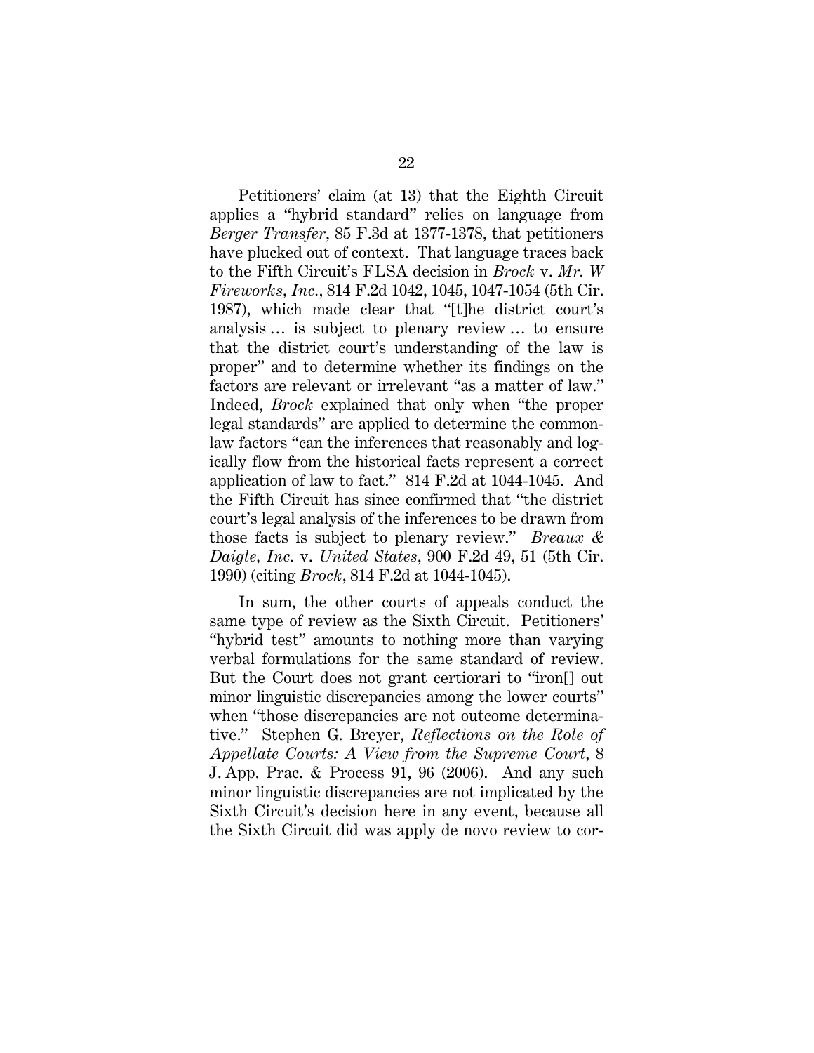Petitioners' claim (at 13) that the Eighth Circuit applies a "hybrid standard" relies on language from *Berger Transfer*, 85 F.3d at 1377-1378, that petitioners have plucked out of context. That language traces back to the Fifth Circuit's FLSA decision in *Brock* v. *Mr. W Fireworks, Inc.*, 814 F.2d 1042, 1045, 1047-1054 (5th Cir. 1987), which made clear that "[t]he district court's analysis … is subject to plenary review … to ensure that the district court's understanding of the law is proper" and to determine whether its findings on the factors are relevant or irrelevant "as a matter of law." Indeed, *Brock* explained that only when "the proper legal standards" are applied to determine the common-law factors "can the inferences that reasonably and logically flow from the historical facts represent a correct application of law to fact." 814 F.2d at 1044-1045. And the Fifth Circuit has since confirmed that "the district court's legal analysis of the inferences to be drawn from those facts is subject to plenary review." *Breaux & Daigle, Inc.* v. *United States*, 900 F.2d 49, 51 (5th Cir. 1990) (citing *Brock*, 814 F.2d at 1044-1045).

In sum, the other courts of appeals conduct the same type of review as the Sixth Circuit. Petitioners' "hybrid test" amounts to nothing more than varying verbal formulations for the same standard of review. But the Court does not grant certiorari to "iron[] out minor linguistic discrepancies among the lower courts" when "those discrepancies are not outcome determinative." Stephen G. Breyer, *Reflections on the Role of Appellate Courts: A View from the Supreme Court*, 8 J. App. Prac. & Process 91, 96 (2006). And any such minor linguistic discrepancies are not implicated by the Sixth Circuit's decision here in any event, because all the Sixth Circuit did was apply de novo review to cor-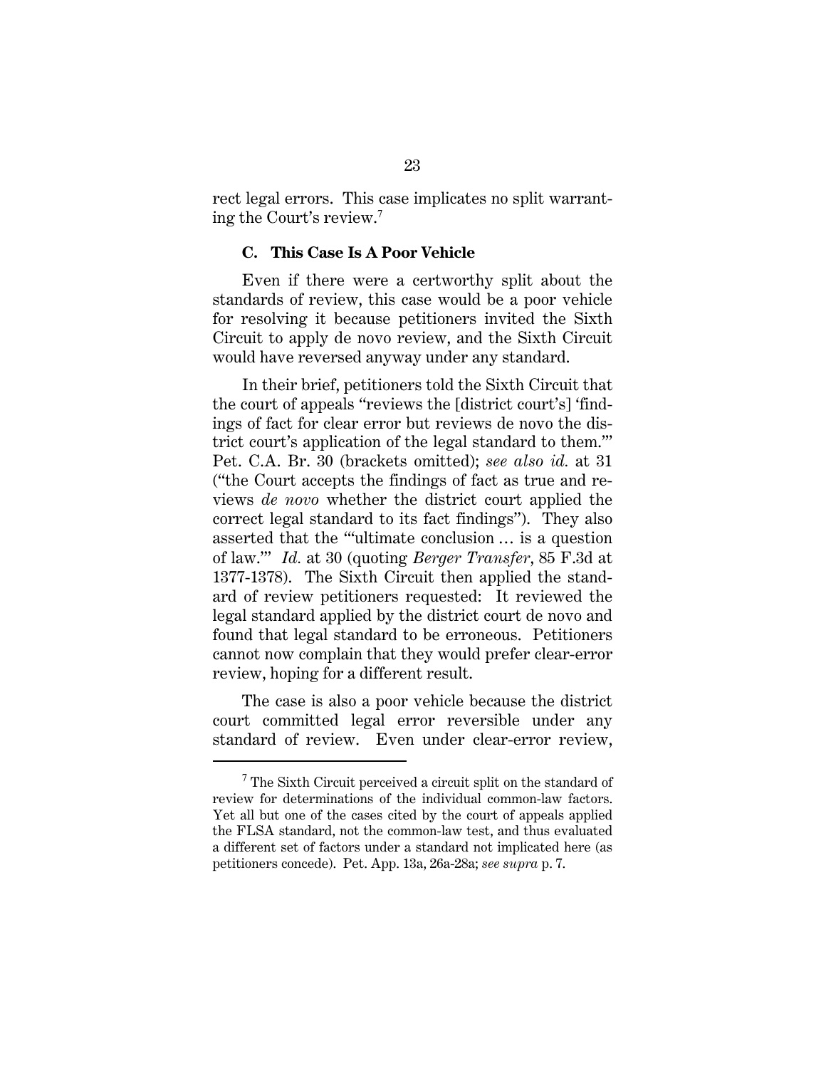rect legal errors. This case implicates no split warranting the Court's review.[7]

### C. This Case Is A Poor Vehicle

Even if there were a certworthy split about the standards of review, this case would be a poor vehicle for resolving it because petitioners invited the Sixth Circuit to apply de novo review, and the Sixth Circuit would have reversed anyway under any standard.

In their brief, petitioners told the Sixth Circuit that the court of appeals "reviews the [district court's] 'findings of fact for clear error but reviews de novo the district court's application of the legal standard to them.'" Pet. C.A. Br. 30 (brackets omitted); *see also id.* at 31 ("the Court accepts the findings of fact as true and reviews *de novo* whether the district court applied the correct legal standard to its fact findings"). They also asserted that the "'ultimate conclusion … is a question of law.'" *Id.* at 30 (quoting *Berger Transfer*, 85 F.3d at 1377-1378). The Sixth Circuit then applied the standard of review petitioners requested: It reviewed the legal standard applied by the district court de novo and found that legal standard to be erroneous. Petitioners cannot now complain that they would prefer clear-error review, hoping for a different result.

The case is also a poor vehicle because the district court committed legal error reversible under any standard of review. Even under clear-error review,

---

[7] The Sixth Circuit perceived a circuit split on the standard of review for determinations of the individual common-law factors. Yet all but one of the cases cited by the court of appeals applied the FLSA standard, not the common-law test, and thus evaluated a different set of factors under a standard not implicated here (as petitioners concede). Pet. App. 13a, 26a-28a; *see supra* p. 7.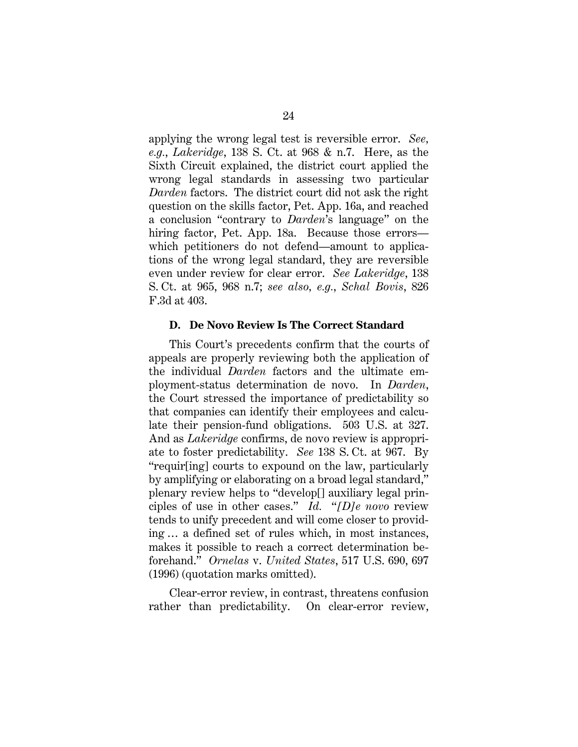applying the wrong legal test is reversible error. *See, e.g.*, *Lakeridge*, 138 S. Ct. at 968 & n.7. Here, as the Sixth Circuit explained, the district court applied the wrong legal standards in assessing two particular *Darden* factors. The district court did not ask the right question on the skills factor, Pet. App. 16a, and reached a conclusion "contrary to *Darden*'s language" on the hiring factor, Pet. App. 18a. Because those errors—which petitioners do not defend—amount to applications of the wrong legal standard, they are reversible even under review for clear error. *See Lakeridge*, 138 S. Ct. at 965, 968 n.7; *see also, e.g.*, *Schal Bovis*, 826 F.3d at 403.

### D. De Novo Review Is The Correct Standard

This Court's precedents confirm that the courts of appeals are properly reviewing both the application of the individual *Darden* factors and the ultimate employment-status determination de novo. In *Darden*, the Court stressed the importance of predictability so that companies can identify their employees and calculate their pension-fund obligations. 503 U.S. at 327. And as *Lakeridge* confirms, de novo review is appropriate to foster predictability. *See* 138 S. Ct. at 967. By "requir[ing] courts to expound on the law, particularly by amplifying or elaborating on a broad legal standard," plenary review helps to "develop[] auxiliary legal principles of use in other cases." *Id.* "*[D]e novo* review tends to unify precedent and will come closer to providing … a defined set of rules which, in most instances, makes it possible to reach a correct determination beforehand." *Ornelas* v. *United States*, 517 U.S. 690, 697 (1996) (quotation marks omitted).

Clear-error review, in contrast, threatens confusion rather than predictability. On clear-error review,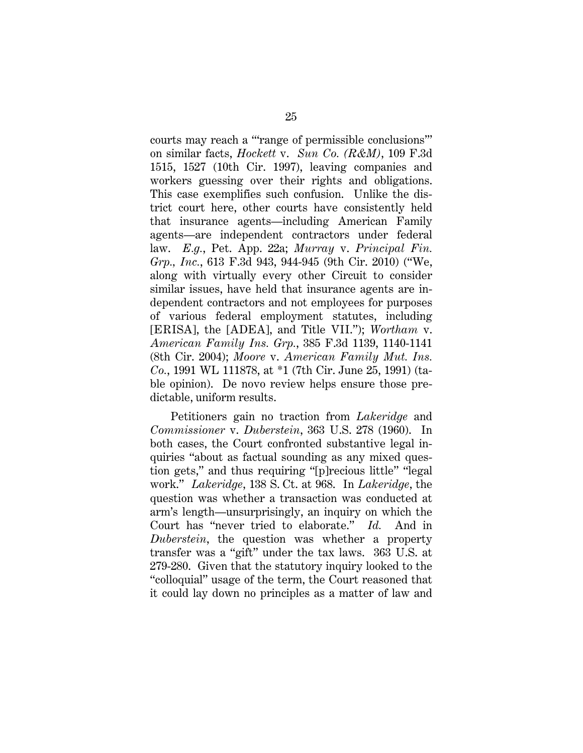courts may reach a "'range of permissible conclusions'" on similar facts, *Hockett* v. *Sun Co. (R&M)*, 109 F.3d 1515, 1527 (10th Cir. 1997), leaving companies and workers guessing over their rights and obligations. This case exemplifies such confusion. Unlike the district court here, other courts have consistently held that insurance agents—including American Family agents—are independent contractors under federal law. *E.g.*, Pet. App. 22a; *Murray* v. *Principal Fin. Grp., Inc.*, 613 F.3d 943, 944-945 (9th Cir. 2010) ("We, along with virtually every other Circuit to consider similar issues, have held that insurance agents are independent contractors and not employees for purposes of various federal employment statutes, including [ERISA], the [ADEA], and Title VII."); *Wortham* v. *American Family Ins. Grp.*, 385 F.3d 1139, 1140-1141 (8th Cir. 2004); *Moore* v. *American Family Mut. Ins. Co.*, 1991 WL 111878, at *1 (7th Cir. June 25, 1991) (table opinion). De novo review helps ensure those predictable, uniform results.

Petitioners gain no traction from *Lakeridge* and *Commissioner* v. *Duberstein*, 363 U.S. 278 (1960). In both cases, the Court confronted substantive legal inquiries "about as factual sounding as any mixed question gets," and thus requiring "[p]recious little" "legal work." *Lakeridge*, 138 S. Ct. at 968. In *Lakeridge*, the question was whether a transaction was conducted at arm's length—unsurprisingly, an inquiry on which the Court has "never tried to elaborate." *Id.* And in *Duberstein*, the question was whether a property transfer was a "gift" under the tax laws. 363 U.S. at 279-280. Given that the statutory inquiry looked to the "colloquial" usage of the term, the Court reasoned that it could lay down no principles as a matter of law and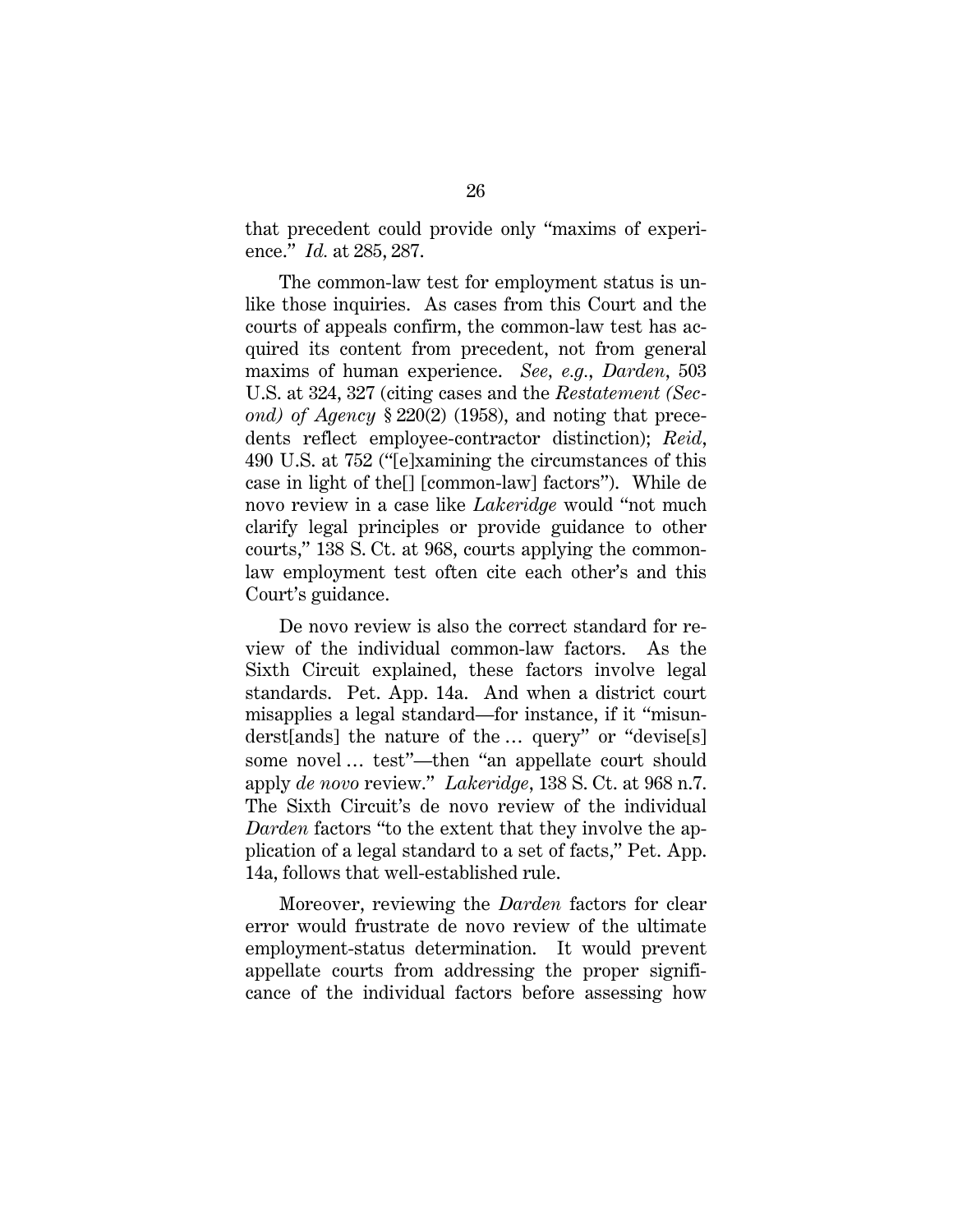that precedent could provide only "maxims of experience." *Id.* at 285, 287.

The common-law test for employment status is unlike those inquiries. As cases from this Court and the courts of appeals confirm, the common-law test has acquired its content from precedent, not from general maxims of human experience. *See, e.g.*, *Darden*, 503 U.S. at 324, 327 (citing cases and the *Restatement (Second) of Agency* § 220(2) (1958), and noting that precedents reflect employee-contractor distinction); *Reid*, 490 U.S. at 752 ("[e]xamining the circumstances of this case in light of the[] [common-law] factors"). While de novo review in a case like *Lakeridge* would "not much clarify legal principles or provide guidance to other courts," 138 S. Ct. at 968, courts applying the common-law employment test often cite each other's and this Court's guidance.

De novo review is also the correct standard for review of the individual common-law factors. As the Sixth Circuit explained, these factors involve legal standards. Pet. App. 14a. And when a district court misapplies a legal standard—for instance, if it "misunderst[ands] the nature of the … query" or "devise[s] some novel … test"—then "an appellate court should apply *de novo* review." *Lakeridge*, 138 S. Ct. at 968 n.7. The Sixth Circuit's de novo review of the individual *Darden* factors "to the extent that they involve the application of a legal standard to a set of facts," Pet. App. 14a, follows that well-established rule.

Moreover, reviewing the *Darden* factors for clear error would frustrate de novo review of the ultimate employment-status determination. It would prevent appellate courts from addressing the proper significance of the individual factors before assessing how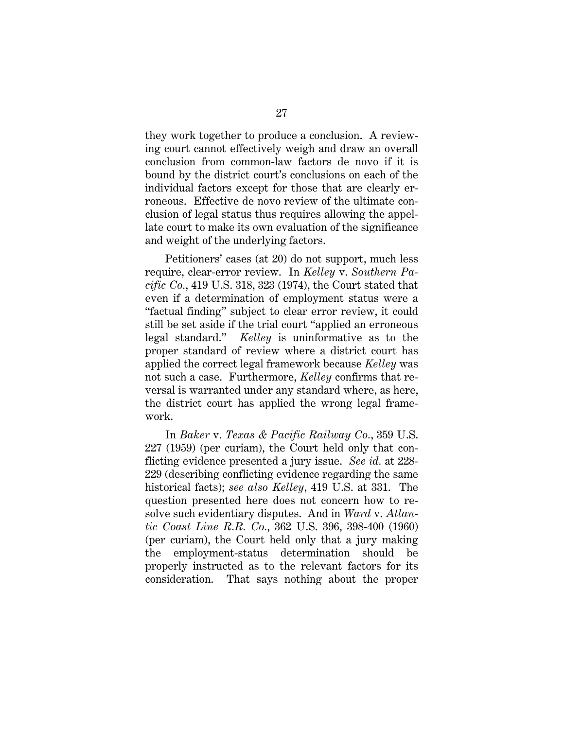they work together to produce a conclusion. A reviewing court cannot effectively weigh and draw an overall conclusion from common-law factors de novo if it is bound by the district court's conclusions on each of the individual factors except for those that are clearly erroneous. Effective de novo review of the ultimate conclusion of legal status thus requires allowing the appellate court to make its own evaluation of the significance and weight of the underlying factors.

Petitioners' cases (at 20) do not support, much less require, clear-error review. In *Kelley* v. *Southern Pacific Co.*, 419 U.S. 318, 323 (1974), the Court stated that even if a determination of employment status were a "factual finding" subject to clear error review, it could still be set aside if the trial court "applied an erroneous legal standard." *Kelley* is uninformative as to the proper standard of review where a district court has applied the correct legal framework because *Kelley* was not such a case. Furthermore, *Kelley* confirms that reversal is warranted under any standard where, as here, the district court has applied the wrong legal framework.

In *Baker* v. *Texas & Pacific Railway Co.*, 359 U.S. 227 (1959) (per curiam), the Court held only that conflicting evidence presented a jury issue. *See id.* at 228-229 (describing conflicting evidence regarding the same historical facts); *see also Kelley*, 419 U.S. at 331. The question presented here does not concern how to resolve such evidentiary disputes. And in *Ward* v. *Atlantic Coast Line R.R. Co.*, 362 U.S. 396, 398-400 (1960) (per curiam), the Court held only that a jury making the employment-status determination should be properly instructed as to the relevant factors for its consideration. That says nothing about the proper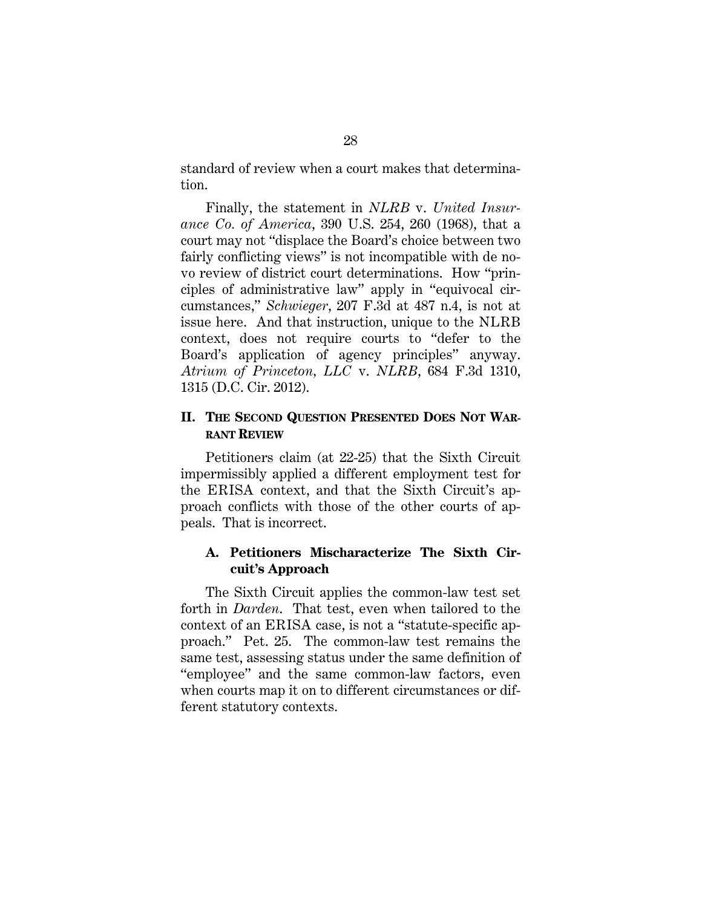standard of review when a court makes that determination.

Finally, the statement in *NLRB* v. *United Insurance Co. of America*, 390 U.S. 254, 260 (1968), that a court may not "displace the Board's choice between two fairly conflicting views" is not incompatible with de novo review of district court determinations. How "principles of administrative law" apply in "equivocal circumstances," *Schwieger*, 207 F.3d at 487 n.4, is not at issue here. And that instruction, unique to the NLRB context, does not require courts to "defer to the Board's application of agency principles" anyway. *Atrium of Princeton, LLC* v. *NLRB*, 684 F.3d 1310, 1315 (D.C. Cir. 2012).

## II. THE SECOND QUESTION PRESENTED DOES NOT WARRANT REVIEW

Petitioners claim (at 22-25) that the Sixth Circuit impermissibly applied a different employment test for the ERISA context, and that the Sixth Circuit's approach conflicts with those of the other courts of appeals. That is incorrect.

### A. Petitioners Mischaracterize The Sixth Circuit's Approach

The Sixth Circuit applies the common-law test set forth in *Darden*. That test, even when tailored to the context of an ERISA case, is not a "statute-specific approach." Pet. 25. The common-law test remains the same test, assessing status under the same definition of "employee" and the same common-law factors, even when courts map it on to different circumstances or different statutory contexts.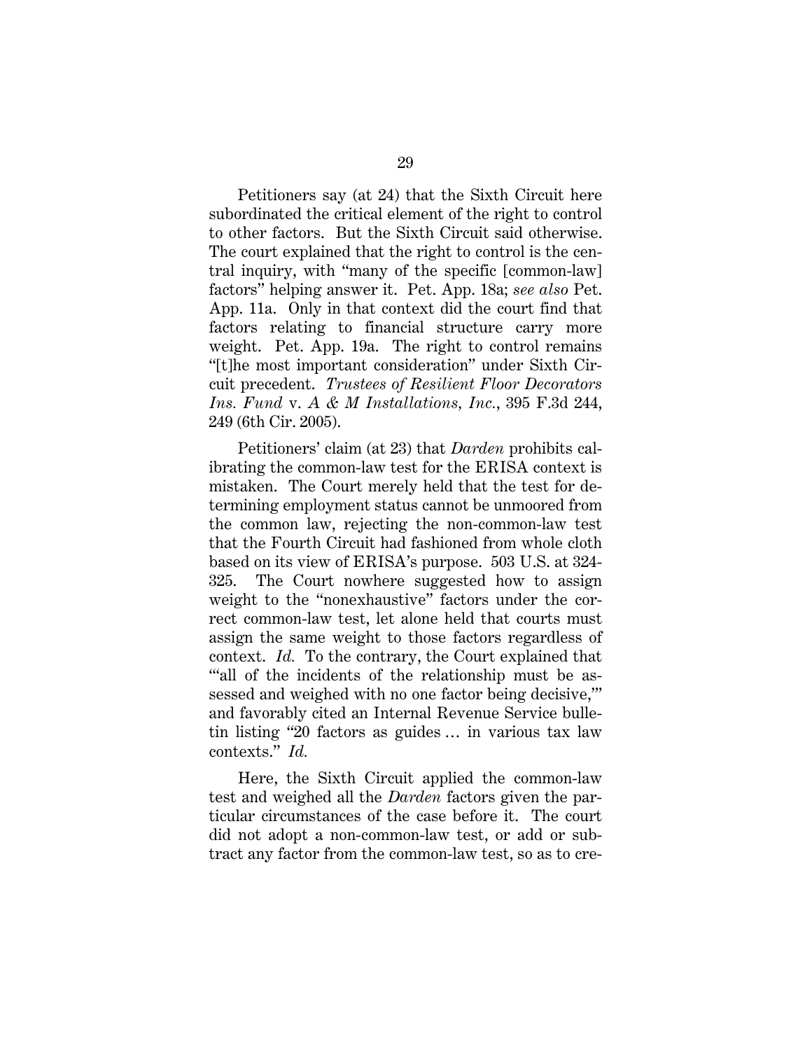Petitioners say (at 24) that the Sixth Circuit here subordinated the critical element of the right to control to other factors. But the Sixth Circuit said otherwise. The court explained that the right to control is the central inquiry, with "many of the specific [common-law] factors" helping answer it. Pet. App. 18a; *see also* Pet. App. 11a. Only in that context did the court find that factors relating to financial structure carry more weight. Pet. App. 19a. The right to control remains "[t]he most important consideration" under Sixth Circuit precedent. *Trustees of Resilient Floor Decorators Ins. Fund* v. *A & M Installations, Inc.*, 395 F.3d 244, 249 (6th Cir. 2005).

Petitioners' claim (at 23) that *Darden* prohibits calibrating the common-law test for the ERISA context is mistaken. The Court merely held that the test for determining employment status cannot be unmoored from the common law, rejecting the non-common-law test that the Fourth Circuit had fashioned from whole cloth based on its view of ERISA's purpose. 503 U.S. at 324-325. The Court nowhere suggested how to assign weight to the "nonexhaustive" factors under the correct common-law test, let alone held that courts must assign the same weight to those factors regardless of context. *Id.* To the contrary, the Court explained that "'all of the incidents of the relationship must be assessed and weighed with no one factor being decisive,'" and favorably cited an Internal Revenue Service bulletin listing "20 factors as guides … in various tax law contexts." *Id.*

Here, the Sixth Circuit applied the common-law test and weighed all the *Darden* factors given the particular circumstances of the case before it. The court did not adopt a non-common-law test, or add or subtract any factor from the common-law test, so as to cre-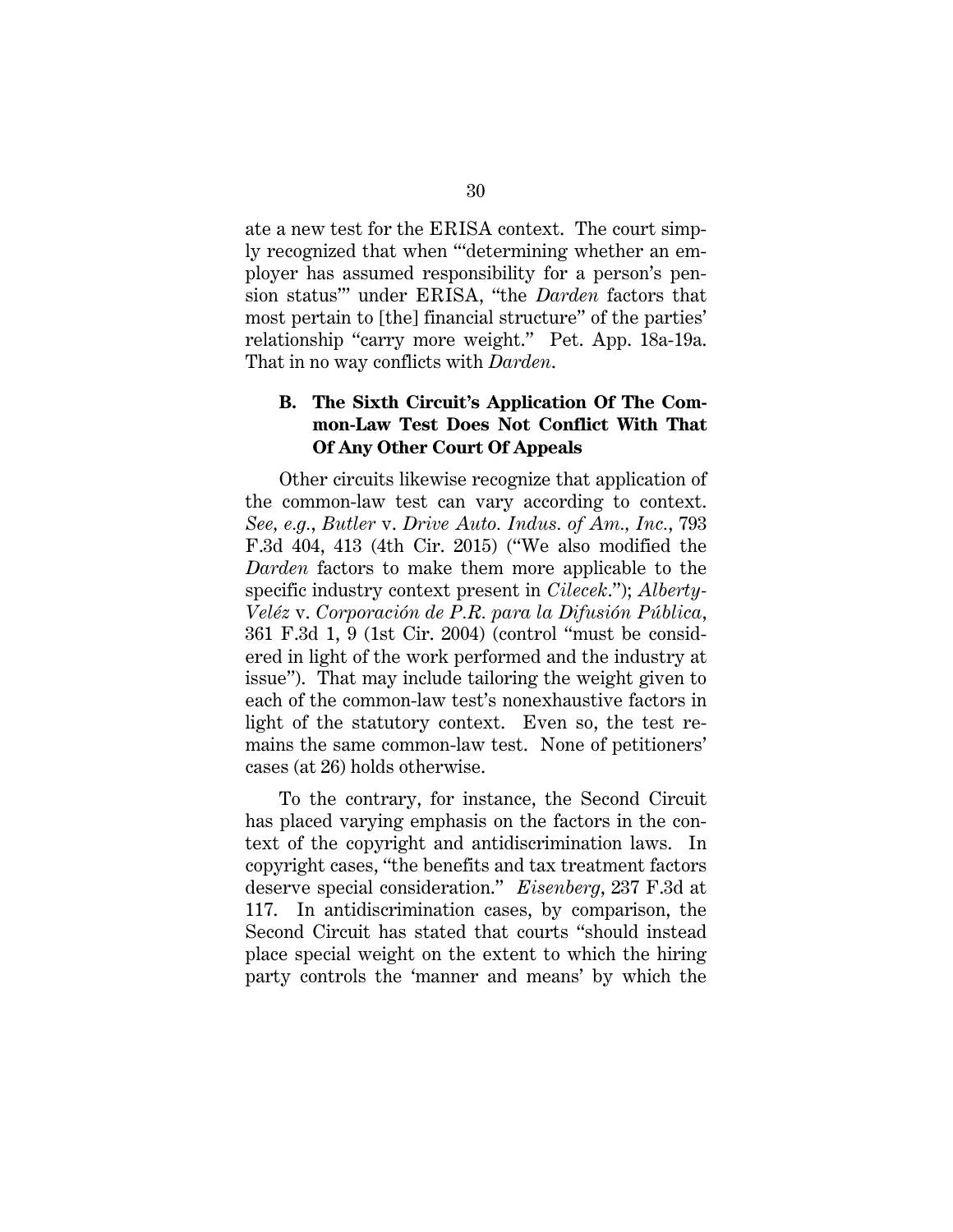ate a new test for the ERISA context. The court simply recognized that when "'determining whether an employer has assumed responsibility for a person's pension status'" under ERISA, "the *Darden* factors that most pertain to [the] financial structure" of the parties' relationship "carry more weight." Pet. App. 18a-19a. That in no way conflicts with *Darden*.

### B. The Sixth Circuit's Application Of The Common-Law Test Does Not Conflict With That Of Any Other Court Of Appeals

Other circuits likewise recognize that application of the common-law test can vary according to context. *See, e.g.*, *Butler* v. *Drive Auto. Indus. of Am., Inc.*, 793 F.3d 404, 413 (4th Cir. 2015) ("We also modified the *Darden* factors to make them more applicable to the specific industry context present in *Cilecek*."); *Alberty-Veléz* v. *Corporación de P.R. para la Difusión Pública*, 361 F.3d 1, 9 (1st Cir. 2004) (control "must be considered in light of the work performed and the industry at issue"). That may include tailoring the weight given to each of the common-law test's nonexhaustive factors in light of the statutory context. Even so, the test remains the same common-law test. None of petitioners' cases (at 26) holds otherwise.

To the contrary, for instance, the Second Circuit has placed varying emphasis on the factors in the context of the copyright and antidiscrimination laws. In copyright cases, "the benefits and tax treatment factors deserve special consideration." *Eisenberg*, 237 F.3d at 117. In antidiscrimination cases, by comparison, the Second Circuit has stated that courts "should instead place special weight on the extent to which the hiring party controls the 'manner and means' by which the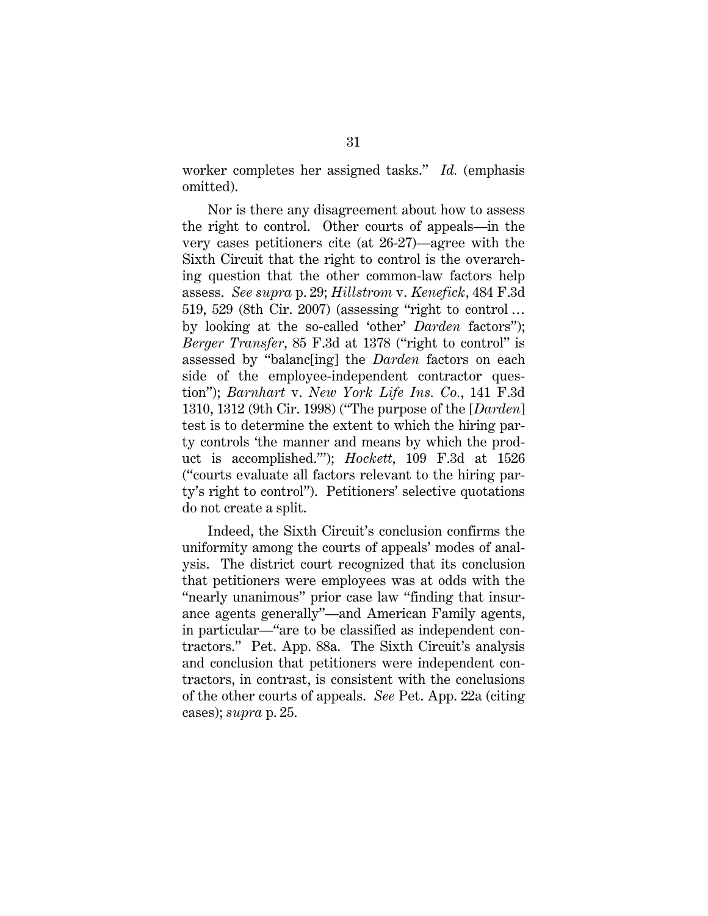worker completes her assigned tasks." *Id.* (emphasis omitted).

Nor is there any disagreement about how to assess the right to control. Other courts of appeals—in the very cases petitioners cite (at 26-27)—agree with the Sixth Circuit that the right to control is the overarching question that the other common-law factors help assess. *See supra* p. 29; *Hillstrom* v. *Kenefick*, 484 F.3d 519, 529 (8th Cir. 2007) (assessing "right to control … by looking at the so-called 'other' *Darden* factors"); *Berger Transfer*, 85 F.3d at 1378 ("right to control" is assessed by "balanc[ing] the *Darden* factors on each side of the employee-independent contractor question"); *Barnhart* v. *New York Life Ins. Co.*, 141 F.3d 1310, 1312 (9th Cir. 1998) ("The purpose of the [*Darden*] test is to determine the extent to which the hiring party controls 'the manner and means by which the product is accomplished.'"); *Hockett*, 109 F.3d at 1526 ("courts evaluate all factors relevant to the hiring party's right to control"). Petitioners' selective quotations do not create a split.

Indeed, the Sixth Circuit's conclusion confirms the uniformity among the courts of appeals' modes of analysis. The district court recognized that its conclusion that petitioners were employees was at odds with the "nearly unanimous" prior case law "finding that insurance agents generally"—and American Family agents, in particular—"are to be classified as independent contractors." Pet. App. 88a. The Sixth Circuit's analysis and conclusion that petitioners were independent contractors, in contrast, is consistent with the conclusions of the other courts of appeals. *See* Pet. App. 22a (citing cases); *supra* p. 25.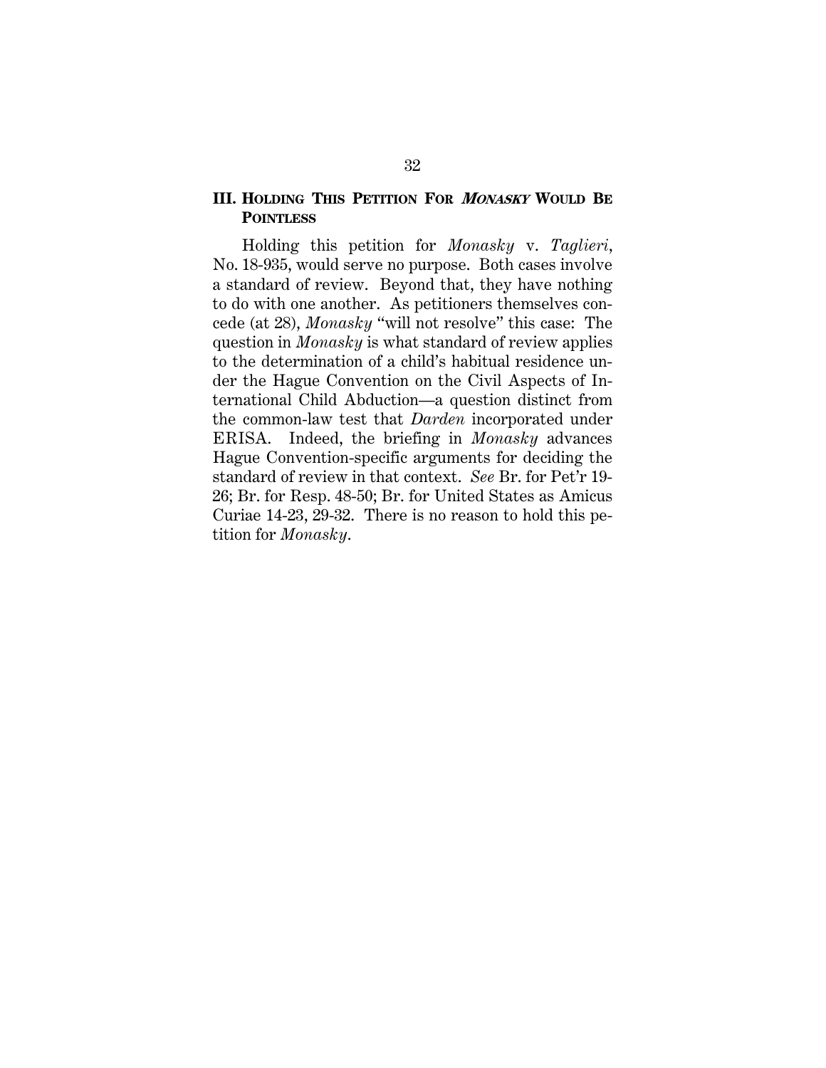## III. HOLDING THIS PETITION FOR *MONASKY* WOULD BE POINTLESS

Holding this petition for *Monasky* v. *Taglieri*, No. 18-935, would serve no purpose. Both cases involve a standard of review. Beyond that, they have nothing to do with one another. As petitioners themselves concede (at 28), *Monasky* "will not resolve" this case: The question in *Monasky* is what standard of review applies to the determination of a child's habitual residence under the Hague Convention on the Civil Aspects of International Child Abduction—a question distinct from the common-law test that *Darden* incorporated under ERISA. Indeed, the briefing in *Monasky* advances Hague Convention-specific arguments for deciding the standard of review in that context. *See* Br. for Pet'r 19-26; Br. for Resp. 48-50; Br. for United States as Amicus Curiae 14-23, 29-32. There is no reason to hold this petition for *Monasky*.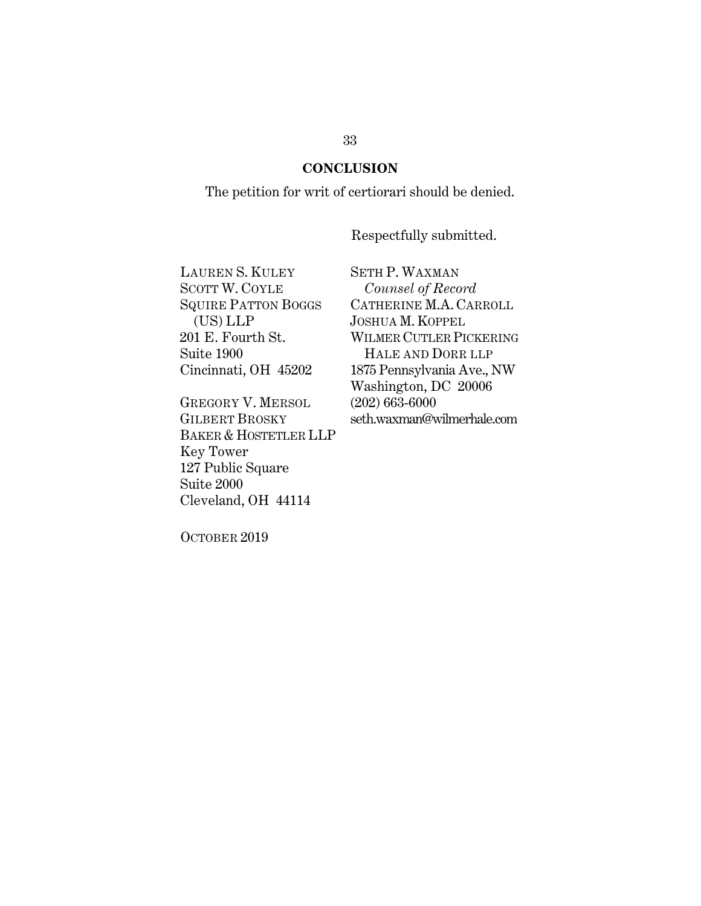## CONCLUSION

The petition for writ of certiorari should be denied.

Respectfully submitted.

LAUREN S. KULEY
SCOTT W. COYLE
SQUIRE PATTON BOGGS (US) LLP
201 E. Fourth St.
Suite 1900
Cincinnati, OH 45202

GREGORY V. MERSOL
GILBERT BROSKY
BAKER & HOSTETLER LLP
Key Tower
127 Public Square
Suite 2000
Cleveland, OH 44114

SETH P. WAXMAN
*Counsel of Record*
CATHERINE M.A. CARROLL
JOSHUA M. KOPPEL
WILMER CUTLER PICKERING HALE AND DORR LLP
1875 Pennsylvania Ave., NW
Washington, DC 20006
(202) 663-6000
seth.waxman@wilmerhale.com

OCTOBER 2019